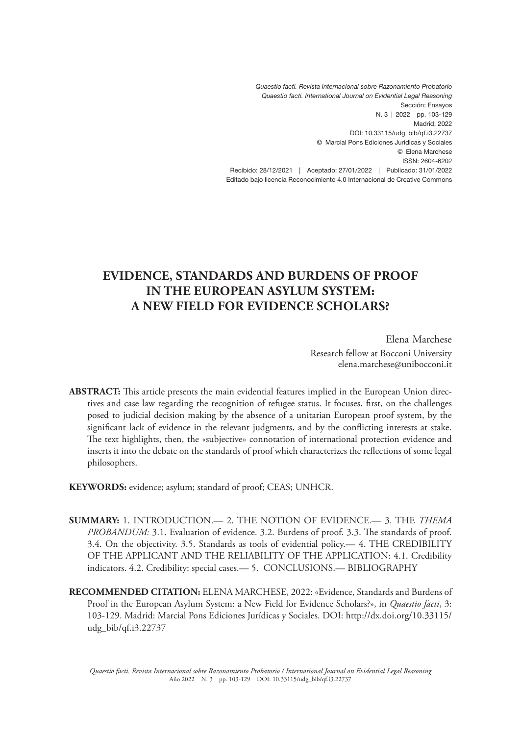*Quaestio facti. Revista Internacional sobre Razonamiento Probatorio*
*Quaestio facti. International Journal on Evidential Legal Reasoning*
Sección: Ensayos
N. 3 | 2022 pp. 103-129
Madrid, 2022
DOI: 10.33115/udg_bib/qf.i3.22737
© Marcial Pons Ediciones Jurídicas y Sociales
© Elena Marchese
ISSN: 2604-6202
Recibido: 28/12/2021 | Aceptado: 27/01/2022 | Publicado: 31/01/2022
Editado bajo licencia Reconocimiento 4.0 Internacional de Creative Commons

# EVIDENCE, STANDARDS AND BURDENS OF PROOF IN THE EUROPEAN ASYLUM SYSTEM: A NEW FIELD FOR EVIDENCE SCHOLARS?

Elena Marchese
Research fellow at Bocconi University
elena.marchese@unibocconi.it

**ABSTRACT:** This article presents the main evidential features implied in the European Union directives and case law regarding the recognition of refugee status. It focuses, first, on the challenges posed to judicial decision making by the absence of a unitarian European proof system, by the significant lack of evidence in the relevant judgments, and by the conflicting interests at stake. The text highlights, then, the «subjective» connotation of international protection evidence and inserts it into the debate on the standards of proof which characterizes the reflections of some legal philosophers.

**KEYWORDS:** evidence; asylum; standard of proof; CEAS; UNHCR.

**SUMMARY:** 1. INTRODUCTION.— 2. THE NOTION OF EVIDENCE.— 3. THE *THEMA PROBANDUM:* 3.1. Evaluation of evidence. 3.2. Burdens of proof. 3.3. The standards of proof. 3.4. On the objectivity. 3.5. Standards as tools of evidential policy.— 4. THE CREDIBILITY OF THE APPLICANT AND THE RELIABILITY OF THE APPLICATION: 4.1. Credibility indicators. 4.2. Credibility: special cases.— 5. CONCLUSIONS.— BIBLIOGRAPHY

**RECOMMENDED CITATION:** ELENA MARCHESE, 2022: «Evidence, Standards and Burdens of Proof in the European Asylum System: a New Field for Evidence Scholars?», in *Quaestio facti*, 3: 103-129. Madrid: Marcial Pons Ediciones Jurídicas y Sociales. DOI: http://dx.doi.org/10.33115/udg_bib/qf.i3.22737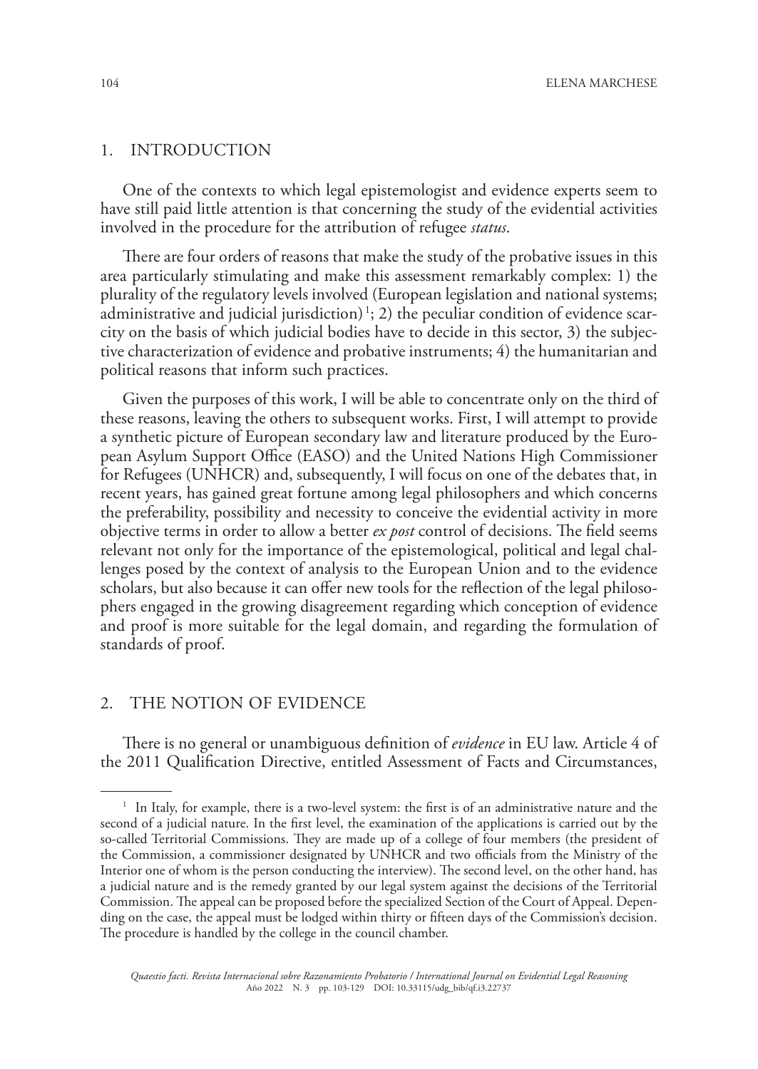## 1. INTRODUCTION

One of the contexts to which legal epistemologist and evidence experts seem to have still paid little attention is that concerning the study of the evidential activities involved in the procedure for the attribution of refugee *status*.

There are four orders of reasons that make the study of the probative issues in this area particularly stimulating and make this assessment remarkably complex: 1) the plurality of the regulatory levels involved (European legislation and national systems; administrative and judicial jurisdiction) [1]; 2) the peculiar condition of evidence scarcity on the basis of which judicial bodies have to decide in this sector, 3) the subjective characterization of evidence and probative instruments; 4) the humanitarian and political reasons that inform such practices.

Given the purposes of this work, I will be able to concentrate only on the third of these reasons, leaving the others to subsequent works. First, I will attempt to provide a synthetic picture of European secondary law and literature produced by the European Asylum Support Office (EASO) and the United Nations High Commissioner for Refugees (UNHCR) and, subsequently, I will focus on one of the debates that, in recent years, has gained great fortune among legal philosophers and which concerns the preferability, possibility and necessity to conceive the evidential activity in more objective terms in order to allow a better *ex post* control of decisions. The field seems relevant not only for the importance of the epistemological, political and legal challenges posed by the context of analysis to the European Union and to the evidence scholars, but also because it can offer new tools for the reflection of the legal philosophers engaged in the growing disagreement regarding which conception of evidence and proof is more suitable for the legal domain, and regarding the formulation of standards of proof.

## 2. THE NOTION OF EVIDENCE

There is no general or unambiguous definition of *evidence* in EU law. Article 4 of the 2011 Qualification Directive, entitled Assessment of Facts and Circumstances,

---

[1] In Italy, for example, there is a two-level system: the first is of an administrative nature and the second of a judicial nature. In the first level, the examination of the applications is carried out by the so-called Territorial Commissions. They are made up of a college of four members (the president of the Commission, a commissioner designated by UNHCR and two officials from the Ministry of the Interior one of whom is the person conducting the interview). The second level, on the other hand, has a judicial nature and is the remedy granted by our legal system against the decisions of the Territorial Commission. The appeal can be proposed before the specialized Section of the Court of Appeal. Depending on the case, the appeal must be lodged within thirty or fifteen days of the Commission's decision. The procedure is handled by the college in the council chamber.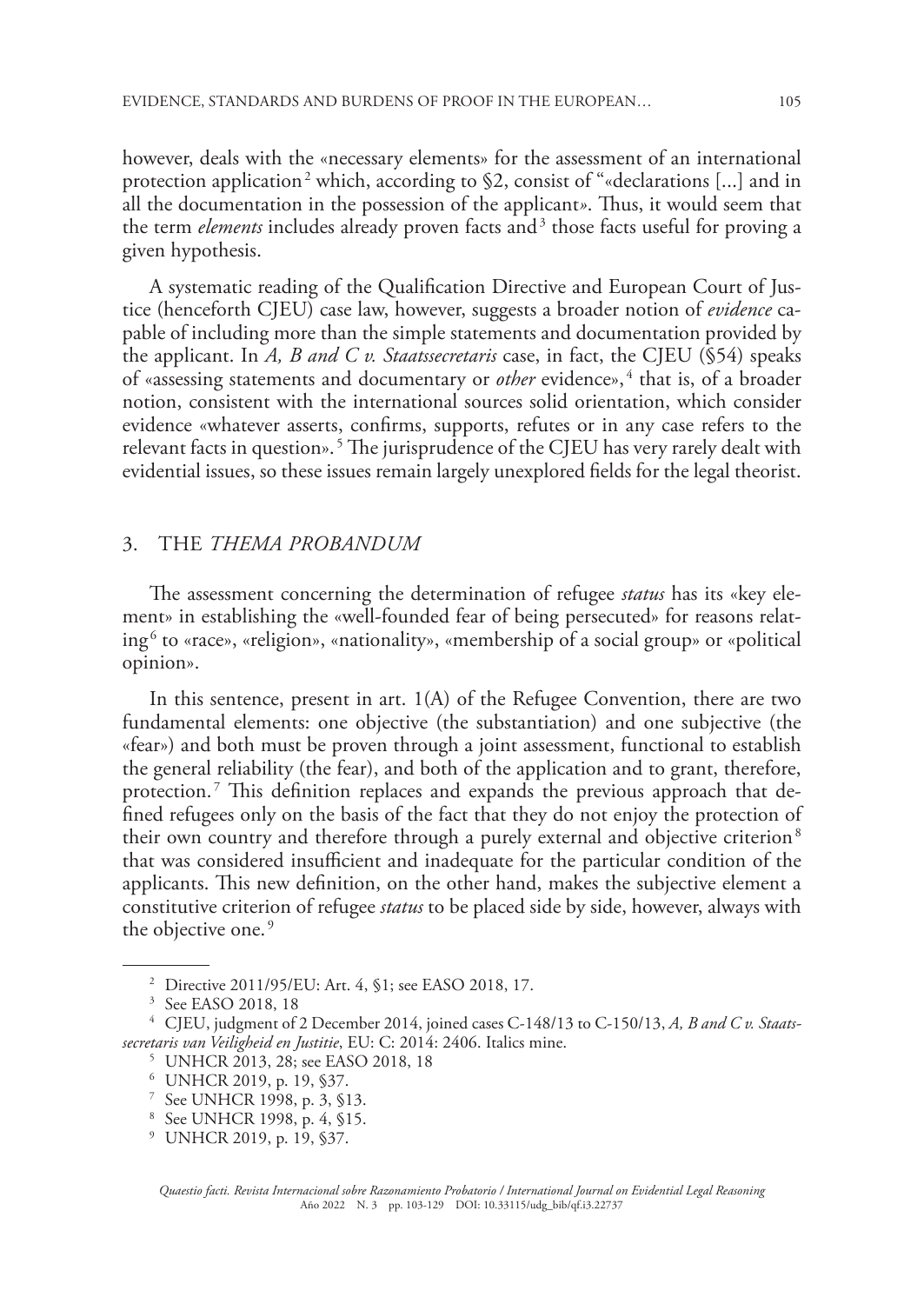however, deals with the «necessary elements» for the assessment of an international protection application[2] which, according to §2, consist of "«declarations [...] and in all the documentation in the possession of the applicant». Thus, it would seem that the term *elements* includes already proven facts and[3] those facts useful for proving a given hypothesis.

A systematic reading of the Qualification Directive and European Court of Justice (henceforth CJEU) case law, however, suggests a broader notion of *evidence* capable of including more than the simple statements and documentation provided by the applicant. In *A, B and C v. Staatssecretaris* case, in fact, the CJEU (§54) speaks of «assessing statements and documentary or *other* evidence»,[4] that is, of a broader notion, consistent with the international sources solid orientation, which consider evidence «whatever asserts, confirms, supports, refutes or in any case refers to the relevant facts in question».[5] The jurisprudence of the CJEU has very rarely dealt with evidential issues, so these issues remain largely unexplored fields for the legal theorist.

## 3. THE *THEMA PROBANDUM*

The assessment concerning the determination of refugee *status* has its «key element» in establishing the «well-founded fear of being persecuted» for reasons relating[6] to «race», «religion», «nationality», «membership of a social group» or «political opinion».

In this sentence, present in art. 1(A) of the Refugee Convention, there are two fundamental elements: one objective (the substantiation) and one subjective (the «fear») and both must be proven through a joint assessment, functional to establish the general reliability (the fear), and both of the application and to grant, therefore, protection.[7] This definition replaces and expands the previous approach that defined refugees only on the basis of the fact that they do not enjoy the protection of their own country and therefore through a purely external and objective criterion[8] that was considered insufficient and inadequate for the particular condition of the applicants. This new definition, on the other hand, makes the subjective element a constitutive criterion of refugee *status* to be placed side by side, however, always with the objective one.[9]

---

[2] Directive 2011/95/EU: Art. 4, §1; see EASO 2018, 17.

[3] See EASO 2018, 18

[4] CJEU, judgment of 2 December 2014, joined cases C-148/13 to C-150/13, *A, B and C v. Staatssecretaris van Veiligheid en Justitie*, EU: C: 2014: 2406. Italics mine.

[5] UNHCR 2013, 28; see EASO 2018, 18

[6] UNHCR 2019, p. 19, §37.

[7] See UNHCR 1998, p. 3, §13.

[8] See UNHCR 1998, p. 4, §15.

[9] UNHCR 2019, p. 19, §37.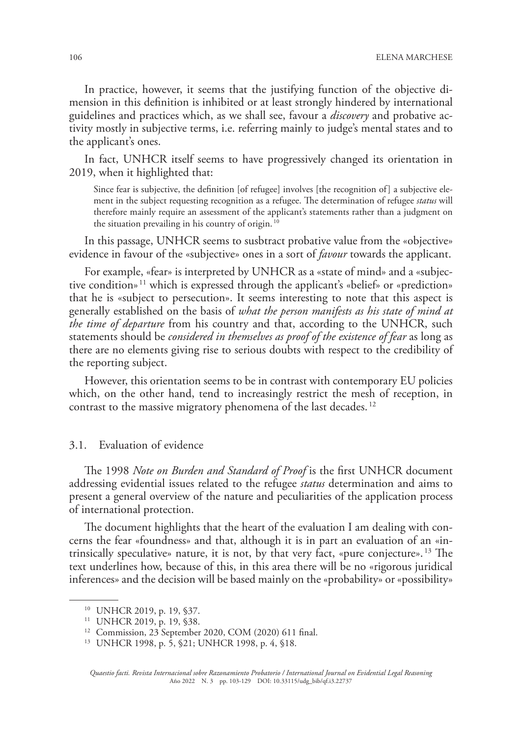In practice, however, it seems that the justifying function of the objective dimension in this definition is inhibited or at least strongly hindered by international guidelines and practices which, as we shall see, favour a *discovery* and probative activity mostly in subjective terms, i.e. referring mainly to judge's mental states and to the applicant's ones.

In fact, UNHCR itself seems to have progressively changed its orientation in 2019, when it highlighted that:

> Since fear is subjective, the definition [of refugee] involves [the recognition of] a subjective element in the subject requesting recognition as a refugee. The determination of refugee *status* will therefore mainly require an assessment of the applicant's statements rather than a judgment on the situation prevailing in his country of origin. [10]

In this passage, UNHCR seems to susbtract probative value from the «objective» evidence in favour of the «subjective» ones in a sort of *favour* towards the applicant.

For example, «fear» is interpreted by UNHCR as a «state of mind» and a «subjective condition» [11] which is expressed through the applicant's «belief» or «prediction» that he is «subject to persecution». It seems interesting to note that this aspect is generally established on the basis of *what the person manifests as his state of mind at the time of departure* from his country and that, according to the UNHCR, such statements should be *considered in themselves as proof of the existence of fear* as long as there are no elements giving rise to serious doubts with respect to the credibility of the reporting subject.

However, this orientation seems to be in contrast with contemporary EU policies which, on the other hand, tend to increasingly restrict the mesh of reception, in contrast to the massive migratory phenomena of the last decades. [12]

### 3.1. Evaluation of evidence

The 1998 *Note on Burden and Standard of Proof* is the first UNHCR document addressing evidential issues related to the refugee *status* determination and aims to present a general overview of the nature and peculiarities of the application process of international protection.

The document highlights that the heart of the evaluation I am dealing with concerns the fear «foundness» and that, although it is in part an evaluation of an «intrinsically speculative» nature, it is not, by that very fact, «pure conjecture». [13] The text underlines how, because of this, in this area there will be no «rigorous juridical inferences» and the decision will be based mainly on the «probability» or «possibility»

---

[10] UNHCR 2019, p. 19, §37.

[11] UNHCR 2019, p. 19, §38.

[12] Commission, 23 September 2020, COM (2020) 611 final.

[13] UNHCR 1998, p. 5, §21; UNHCR 1998, p. 4, §18.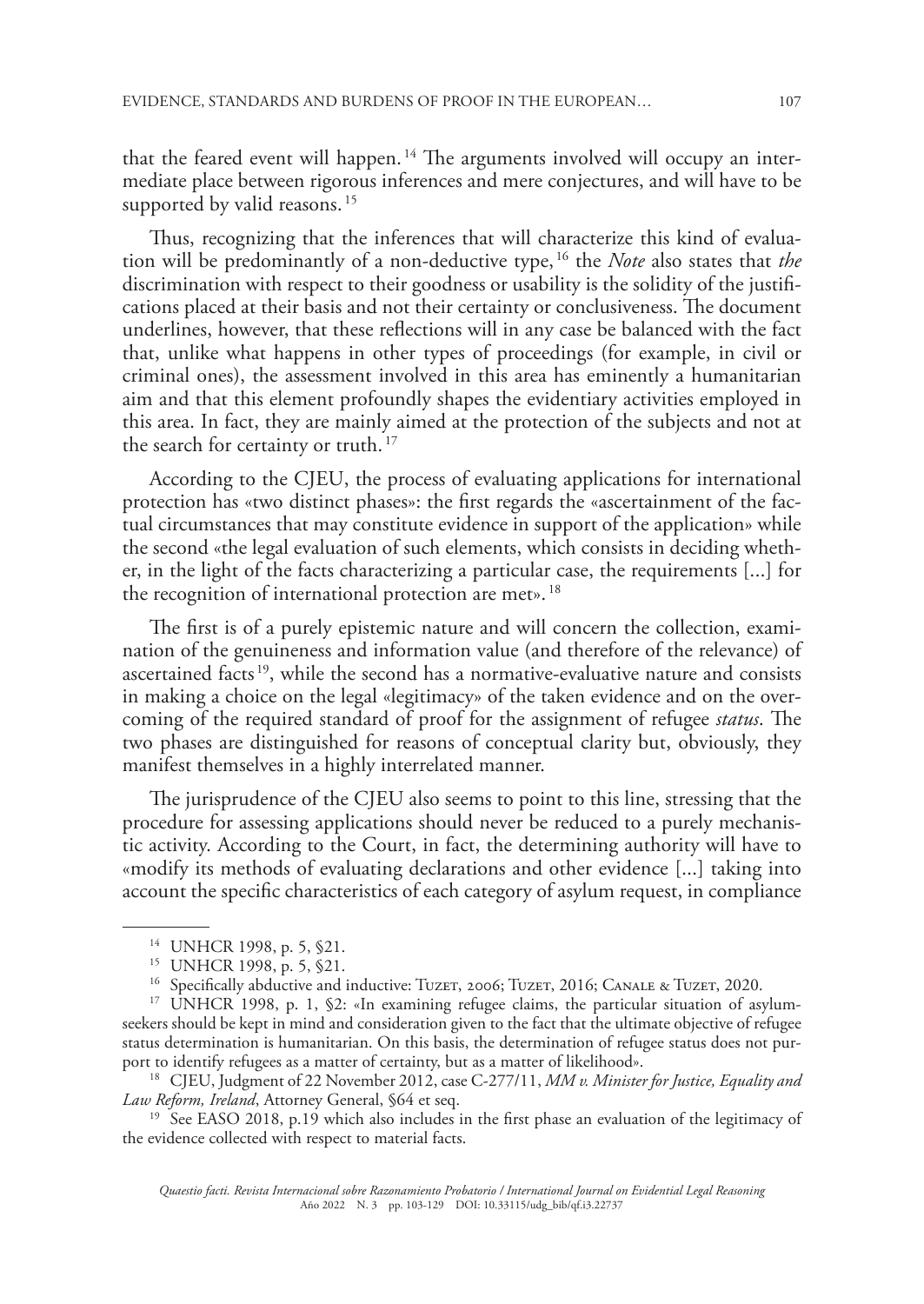that the feared event will happen.[14] The arguments involved will occupy an intermediate place between rigorous inferences and mere conjectures, and will have to be supported by valid reasons.[15]

Thus, recognizing that the inferences that will characterize this kind of evaluation will be predominantly of a non-deductive type,[16] the *Note* also states that *the* discrimination with respect to their goodness or usability is the solidity of the justifications placed at their basis and not their certainty or conclusiveness. The document underlines, however, that these reflections will in any case be balanced with the fact that, unlike what happens in other types of proceedings (for example, in civil or criminal ones), the assessment involved in this area has eminently a humanitarian aim and that this element profoundly shapes the evidentiary activities employed in this area. In fact, they are mainly aimed at the protection of the subjects and not at the search for certainty or truth.[17]

According to the CJEU, the process of evaluating applications for international protection has «two distinct phases»: the first regards the «ascertainment of the factual circumstances that may constitute evidence in support of the application» while the second «the legal evaluation of such elements, which consists in deciding whether, in the light of the facts characterizing a particular case, the requirements [...] for the recognition of international protection are met».[18]

The first is of a purely epistemic nature and will concern the collection, examination of the genuineness and information value (and therefore of the relevance) of ascertained facts[19], while the second has a normative-evaluative nature and consists in making a choice on the legal «legitimacy» of the taken evidence and on the overcoming of the required standard of proof for the assignment of refugee *status*. The two phases are distinguished for reasons of conceptual clarity but, obviously, they manifest themselves in a highly interrelated manner.

The jurisprudence of the CJEU also seems to point to this line, stressing that the procedure for assessing applications should never be reduced to a purely mechanistic activity. According to the Court, in fact, the determining authority will have to «modify its methods of evaluating declarations and other evidence [...] taking into account the specific characteristics of each category of asylum request, in compliance

---

[14] UNHCR 1998, p. 5, §21.

[15] UNHCR 1998, p. 5, §21.

[16] Specifically abductive and inductive: Tuzet, 2006; Tuzet, 2016; Canale & Tuzet, 2020.

[17] UNHCR 1998, p. 1, §2: «In examining refugee claims, the particular situation of asylum-seekers should be kept in mind and consideration given to the fact that the ultimate objective of refugee status determination is humanitarian. On this basis, the determination of refugee status does not purport to identify refugees as a matter of certainty, but as a matter of likelihood».

[18] CJEU, Judgment of 22 November 2012, case C-277/11, *MM v. Minister for Justice, Equality and Law Reform, Ireland*, Attorney General, §64 et seq.

[19] See EASO 2018, p.19 which also includes in the first phase an evaluation of the legitimacy of the evidence collected with respect to material facts.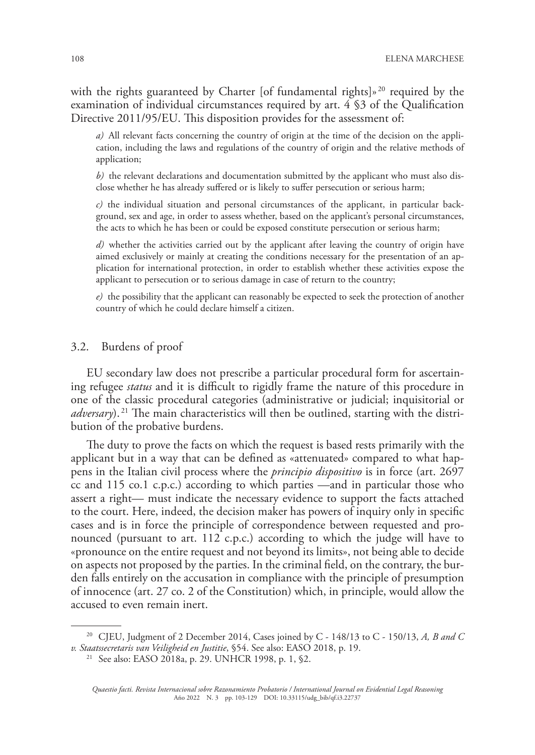with the rights guaranteed by Charter [of fundamental rights]»[20] required by the examination of individual circumstances required by art. 4 §3 of the Qualification Directive 2011/95/EU. This disposition provides for the assessment of:

> *a)* All relevant facts concerning the country of origin at the time of the decision on the application, including the laws and regulations of the country of origin and the relative methods of application;
>
> *b)* the relevant declarations and documentation submitted by the applicant who must also disclose whether he has already suffered or is likely to suffer persecution or serious harm;
>
> *c)* the individual situation and personal circumstances of the applicant, in particular background, sex and age, in order to assess whether, based on the applicant's personal circumstances, the acts to which he has been or could be exposed constitute persecution or serious harm;
>
> *d)* whether the activities carried out by the applicant after leaving the country of origin have aimed exclusively or mainly at creating the conditions necessary for the presentation of an application for international protection, in order to establish whether these activities expose the applicant to persecution or to serious damage in case of return to the country;
>
> *e)* the possibility that the applicant can reasonably be expected to seek the protection of another country of which he could declare himself a citizen.

### 3.2. Burdens of proof

EU secondary law does not prescribe a particular procedural form for ascertaining refugee *status* and it is difficult to rigidly frame the nature of this procedure in one of the classic procedural categories (administrative or judicial; inquisitorial or *adversary*).[21] The main characteristics will then be outlined, starting with the distribution of the probative burdens.

The duty to prove the facts on which the request is based rests primarily with the applicant but in a way that can be defined as «attenuated» compared to what happens in the Italian civil process where the *principio dispositivo* is in force (art. 2697 cc and 115 co.1 c.p.c.) according to which parties —and in particular those who assert a right— must indicate the necessary evidence to support the facts attached to the court. Here, indeed, the decision maker has powers of inquiry only in specific cases and is in force the principle of correspondence between requested and pronounced (pursuant to art. 112 c.p.c.) according to which the judge will have to «pronounce on the entire request and not beyond its limits», not being able to decide on aspects not proposed by the parties. In the criminal field, on the contrary, the burden falls entirely on the accusation in compliance with the principle of presumption of innocence (art. 27 co. 2 of the Constitution) which, in principle, would allow the accused to even remain inert.

---

[20] CJEU, Judgment of 2 December 2014, Cases joined by C - 148/13 to C - 150/13, *A, B and C v. Staatssecretaris van Veiligheid en Justitie*, §54. See also: EASO 2018, p. 19.

[21] See also: EASO 2018a, p. 29. UNHCR 1998, p. 1, §2.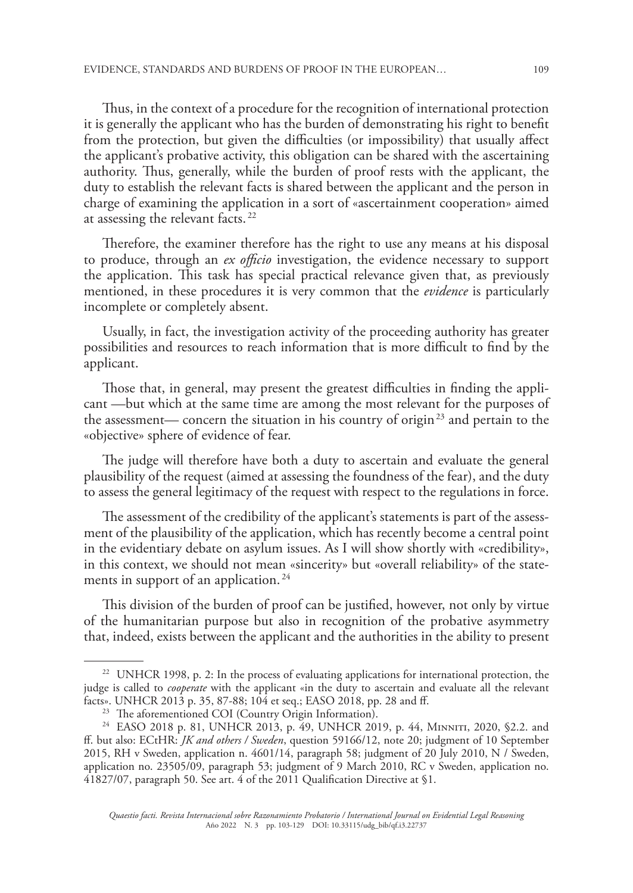Thus, in the context of a procedure for the recognition of international protection it is generally the applicant who has the burden of demonstrating his right to benefit from the protection, but given the difficulties (or impossibility) that usually affect the applicant's probative activity, this obligation can be shared with the ascertaining authority. Thus, generally, while the burden of proof rests with the applicant, the duty to establish the relevant facts is shared between the applicant and the person in charge of examining the application in a sort of «ascertainment cooperation» aimed at assessing the relevant facts.[22]

Therefore, the examiner therefore has the right to use any means at his disposal to produce, through an *ex officio* investigation, the evidence necessary to support the application. This task has special practical relevance given that, as previously mentioned, in these procedures it is very common that the *evidence* is particularly incomplete or completely absent.

Usually, in fact, the investigation activity of the proceeding authority has greater possibilities and resources to reach information that is more difficult to find by the applicant.

Those that, in general, may present the greatest difficulties in finding the applicant —but which at the same time are among the most relevant for the purposes of the assessment— concern the situation in his country of origin[23] and pertain to the «objective» sphere of evidence of fear.

The judge will therefore have both a duty to ascertain and evaluate the general plausibility of the request (aimed at assessing the foundness of the fear), and the duty to assess the general legitimacy of the request with respect to the regulations in force.

The assessment of the credibility of the applicant's statements is part of the assessment of the plausibility of the application, which has recently become a central point in the evidentiary debate on asylum issues. As I will show shortly with «credibility», in this context, we should not mean «sincerity» but «overall reliability» of the statements in support of an application.[24]

This division of the burden of proof can be justified, however, not only by virtue of the humanitarian purpose but also in recognition of the probative asymmetry that, indeed, exists between the applicant and the authorities in the ability to present

---

[22] UNHCR 1998, p. 2: In the process of evaluating applications for international protection, the judge is called to *cooperate* with the applicant «in the duty to ascertain and evaluate all the relevant facts». UNHCR 2013 p. 35, 87-88; 104 et seq.; EASO 2018, pp. 28 and ff.

[23] The aforementioned COI (Country Origin Information).

[24] EASO 2018 p. 81, UNHCR 2013, p. 49, UNHCR 2019, p. 44, Minniti, 2020, §2.2. and ff. but also: ECtHR: *JK and others / Sweden*, question 59166/12, note 20; judgment of 10 September 2015, RH v Sweden, application n. 4601/14, paragraph 58; judgment of 20 July 2010, N / Sweden, application no. 23505/09, paragraph 53; judgment of 9 March 2010, RC v Sweden, application no. 41827/07, paragraph 50. See art. 4 of the 2011 Qualification Directive at §1.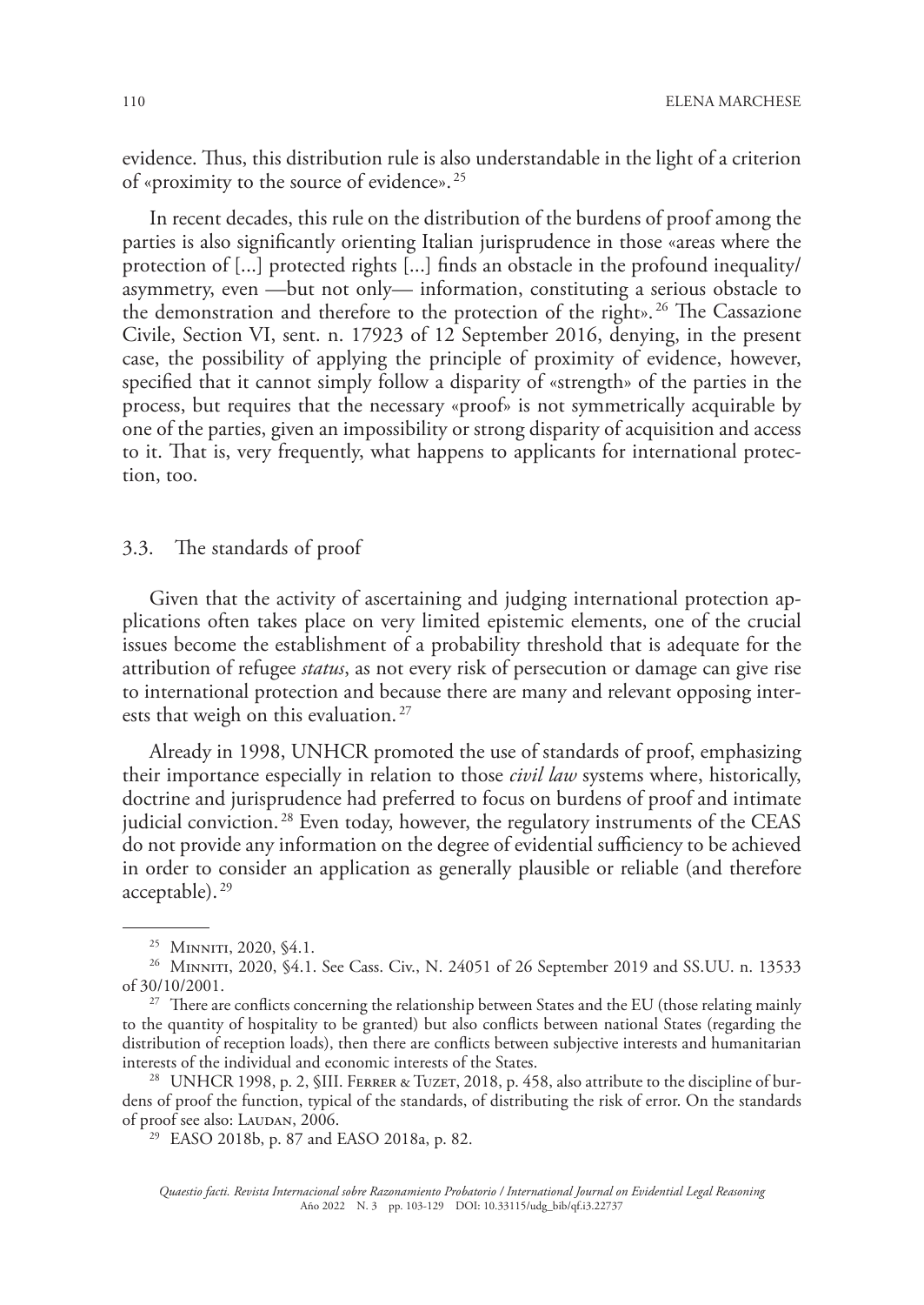evidence. Thus, this distribution rule is also understandable in the light of a criterion of «proximity to the source of evidence». [25]

In recent decades, this rule on the distribution of the burdens of proof among the parties is also significantly orienting Italian jurisprudence in those «areas where the protection of [...] protected rights [...] finds an obstacle in the profound inequality/asymmetry, even —but not only— information, constituting a serious obstacle to the demonstration and therefore to the protection of the right». [26] The Cassazione Civile, Section VI, sent. n. 17923 of 12 September 2016, denying, in the present case, the possibility of applying the principle of proximity of evidence, however, specified that it cannot simply follow a disparity of «strength» of the parties in the process, but requires that the necessary «proof» is not symmetrically acquirable by one of the parties, given an impossibility or strong disparity of acquisition and access to it. That is, very frequently, what happens to applicants for international protection, too.

### 3.3. The standards of proof

Given that the activity of ascertaining and judging international protection applications often takes place on very limited epistemic elements, one of the crucial issues become the establishment of a probability threshold that is adequate for the attribution of refugee *status*, as not every risk of persecution or damage can give rise to international protection and because there are many and relevant opposing interests that weigh on this evaluation. [27]

Already in 1998, UNHCR promoted the use of standards of proof, emphasizing their importance especially in relation to those *civil law* systems where, historically, doctrine and jurisprudence had preferred to focus on burdens of proof and intimate judicial conviction. [28] Even today, however, the regulatory instruments of the CEAS do not provide any information on the degree of evidential sufficiency to be achieved in order to consider an application as generally plausible or reliable (and therefore acceptable). [29]

---

[25] Minniti, 2020, §4.1.

[26] Minniti, 2020, §4.1. See Cass. Civ., N. 24051 of 26 September 2019 and SS.UU. n. 13533 of 30/10/2001.

[27] There are conflicts concerning the relationship between States and the EU (those relating mainly to the quantity of hospitality to be granted) but also conflicts between national States (regarding the distribution of reception loads), then there are conflicts between subjective interests and humanitarian interests of the individual and economic interests of the States.

[28] UNHCR 1998, p. 2, §III. Ferrer & Tuzet, 2018, p. 458, also attribute to the discipline of burdens of proof the function, typical of the standards, of distributing the risk of error. On the standards of proof see also: Laudan, 2006.

[29] EASO 2018b, p. 87 and EASO 2018a, p. 82.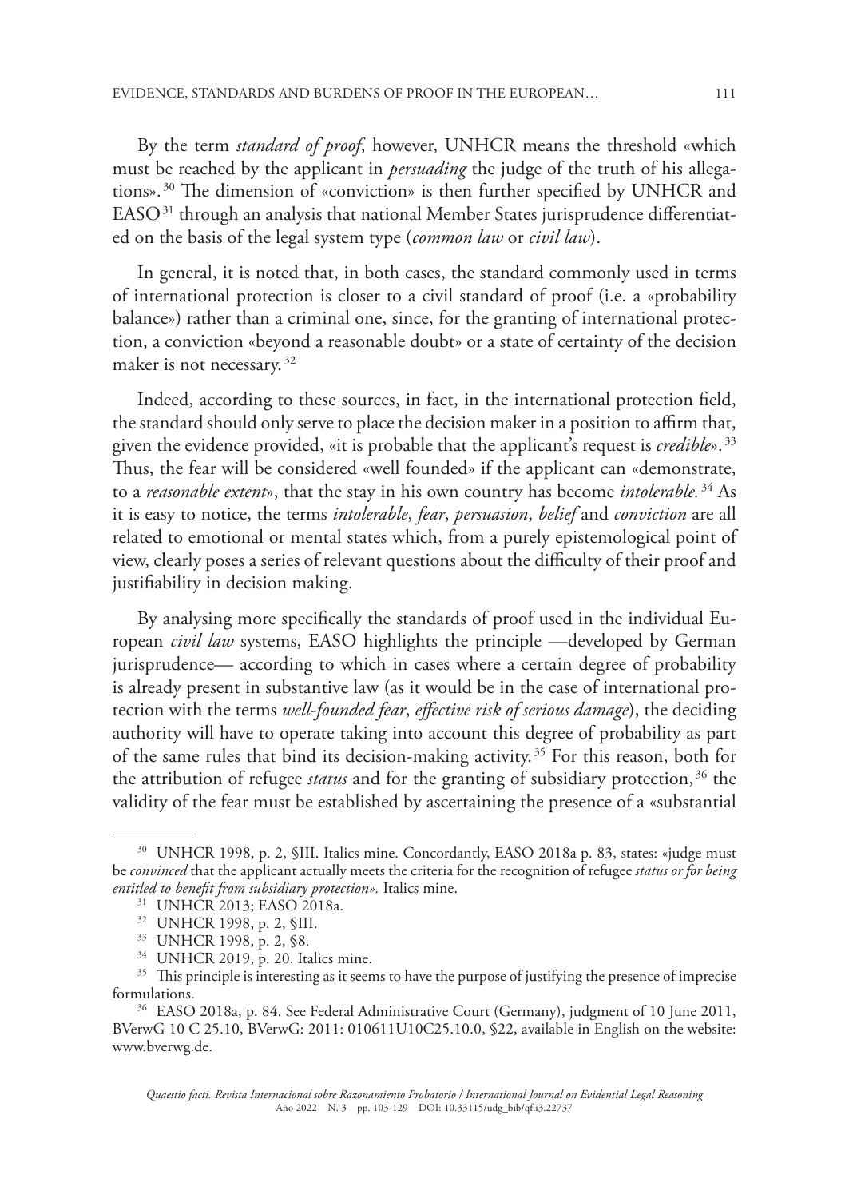By the term *standard of proof*, however, UNHCR means the threshold «which must be reached by the applicant in *persuading* the judge of the truth of his allegations».[30] The dimension of «conviction» is then further specified by UNHCR and EASO[31] through an analysis that national Member States jurisprudence differentiated on the basis of the legal system type (*common law* or *civil law*).

In general, it is noted that, in both cases, the standard commonly used in terms of international protection is closer to a civil standard of proof (i.e. a «probability balance») rather than a criminal one, since, for the granting of international protection, a conviction «beyond a reasonable doubt» or a state of certainty of the decision maker is not necessary.[32]

Indeed, according to these sources, in fact, in the international protection field, the standard should only serve to place the decision maker in a position to affirm that, given the evidence provided, «it is probable that the applicant's request is *credible*».[33] Thus, the fear will be considered «well founded» if the applicant can «demonstrate, to a *reasonable extent*», that the stay in his own country has become *intolerable.*[34] As it is easy to notice, the terms *intolerable*, *fear*, *persuasion*, *belief* and *conviction* are all related to emotional or mental states which, from a purely epistemological point of view, clearly poses a series of relevant questions about the difficulty of their proof and justifiability in decision making.

By analysing more specifically the standards of proof used in the individual European *civil law* systems, EASO highlights the principle —developed by German jurisprudence— according to which in cases where a certain degree of probability is already present in substantive law (as it would be in the case of international protection with the terms *well-founded fear*, *effective risk of serious damage*), the deciding authority will have to operate taking into account this degree of probability as part of the same rules that bind its decision-making activity.[35] For this reason, both for the attribution of refugee *status* and for the granting of subsidiary protection,[36] the validity of the fear must be established by ascertaining the presence of a «substantial

---

[30] UNHCR 1998, p. 2, §III. Italics mine. Concordantly, EASO 2018a p. 83, states: «judge must be *convinced* that the applicant actually meets the criteria for the recognition of refugee *status or for being entitled to benefit from subsidiary protection».* Italics mine.

[31] UNHCR 2013; EASO 2018a.

[32] UNHCR 1998, p. 2, §III.

[33] UNHCR 1998, p. 2, §8.

[34] UNHCR 2019, p. 20. Italics mine.

[35] This principle is interesting as it seems to have the purpose of justifying the presence of imprecise formulations.

[36] EASO 2018a, p. 84. See Federal Administrative Court (Germany), judgment of 10 June 2011, BVerwG 10 C 25.10, BVerwG: 2011: 010611U10C25.10.0, §22, available in English on the website: www.bverwg.de.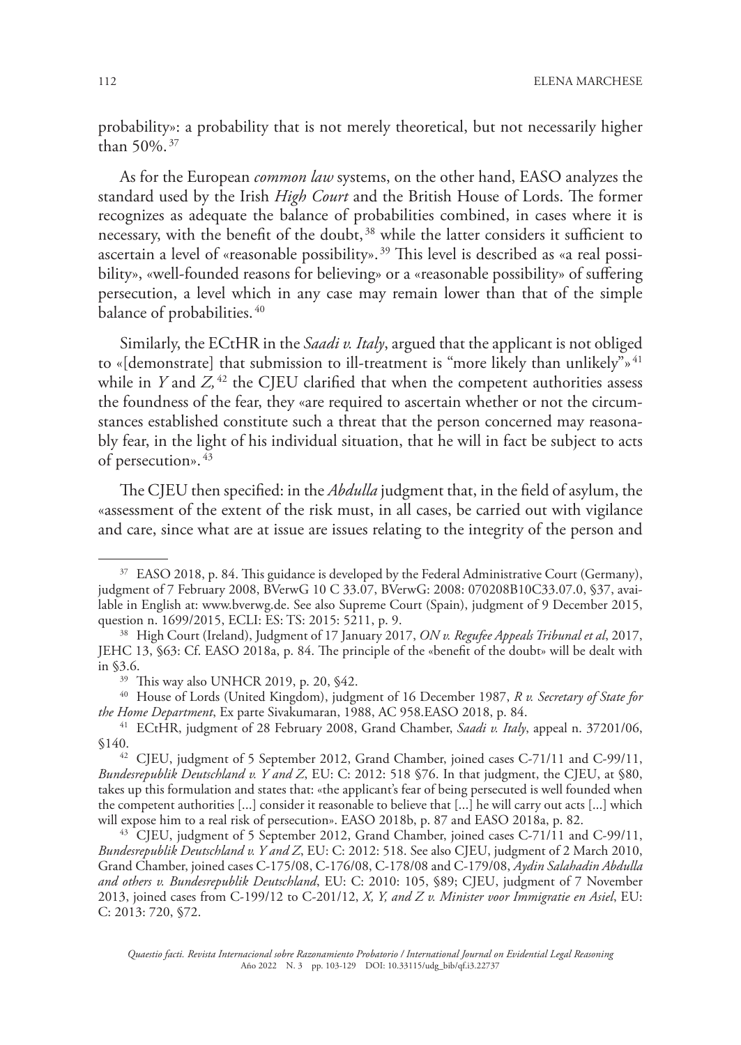probability»: a probability that is not merely theoretical, but not necessarily higher than 50%.[37]

As for the European *common law* systems, on the other hand, EASO analyzes the standard used by the Irish *High Court* and the British House of Lords. The former recognizes as adequate the balance of probabilities combined, in cases where it is necessary, with the benefit of the doubt,[38] while the latter considers it sufficient to ascertain a level of «reasonable possibility».[39] This level is described as «a real possibility», «well-founded reasons for believing» or a «reasonable possibility» of suffering persecution, a level which in any case may remain lower than that of the simple balance of probabilities.[40]

Similarly, the ECtHR in the *Saadi v. Italy*, argued that the applicant is not obliged to «[demonstrate] that submission to ill-treatment is "more likely than unlikely"»[41] while in *Y* and *Z,*[42] the CJEU clarified that when the competent authorities assess the foundness of the fear, they «are required to ascertain whether or not the circumstances established constitute such a threat that the person concerned may reasonably fear, in the light of his individual situation, that he will in fact be subject to acts of persecution».[43]

The CJEU then specified: in the *Abdulla* judgment that, in the field of asylum, the «assessment of the extent of the risk must, in all cases, be carried out with vigilance and care, since what are at issue are issues relating to the integrity of the person and

---

[37] EASO 2018, p. 84. This guidance is developed by the Federal Administrative Court (Germany), judgment of 7 February 2008, BVerwG 10 C 33.07, BVerwG: 2008: 070208B10C33.07.0, §37, available in English at: www.bverwg.de. See also Supreme Court (Spain), judgment of 9 December 2015, question n. 1699/2015, ECLI: ES: TS: 2015: 5211, p. 9.

[38] High Court (Ireland), Judgment of 17 January 2017, *ON v. Regufee Appeals Tribunal et al*, 2017, JEHC 13, §63: Cf. EASO 2018a, p. 84. The principle of the «benefit of the doubt» will be dealt with in §3.6.

[39] This way also UNHCR 2019, p. 20, §42.

[40] House of Lords (United Kingdom), judgment of 16 December 1987, *R v. Secretary of State for the Home Department*, Ex parte Sivakumaran, 1988, AC 958.EASO 2018, p. 84.

[41] ECtHR, judgment of 28 February 2008, Grand Chamber, *Saadi v. Italy*, appeal n. 37201/06, §140.

[42] CJEU, judgment of 5 September 2012, Grand Chamber, joined cases C-71/11 and C-99/11, *Bundesrepublik Deutschland v. Y and Z*, EU: C: 2012: 518 §76. In that judgment, the CJEU, at §80, takes up this formulation and states that: «the applicant's fear of being persecuted is well founded when the competent authorities [...] consider it reasonable to believe that [...] he will carry out acts [...] which will expose him to a real risk of persecution». EASO 2018b, p. 87 and EASO 2018a, p. 82.

[43] CJEU, judgment of 5 September 2012, Grand Chamber, joined cases C-71/11 and C-99/11, *Bundesrepublik Deutschland v. Y and Z*, EU: C: 2012: 518. See also CJEU, judgment of 2 March 2010, Grand Chamber, joined cases C-175/08, C-176/08, C-178/08 and C-179/08, *Aydin Salahadin Abdulla and others v. Bundesrepublik Deutschland*, EU: C: 2010: 105, §89; CJEU, judgment of 7 November 2013, joined cases from C-199/12 to C-201/12, *X, Y, and Z v. Minister voor Immigratie en Asiel*, EU: C: 2013: 720, §72.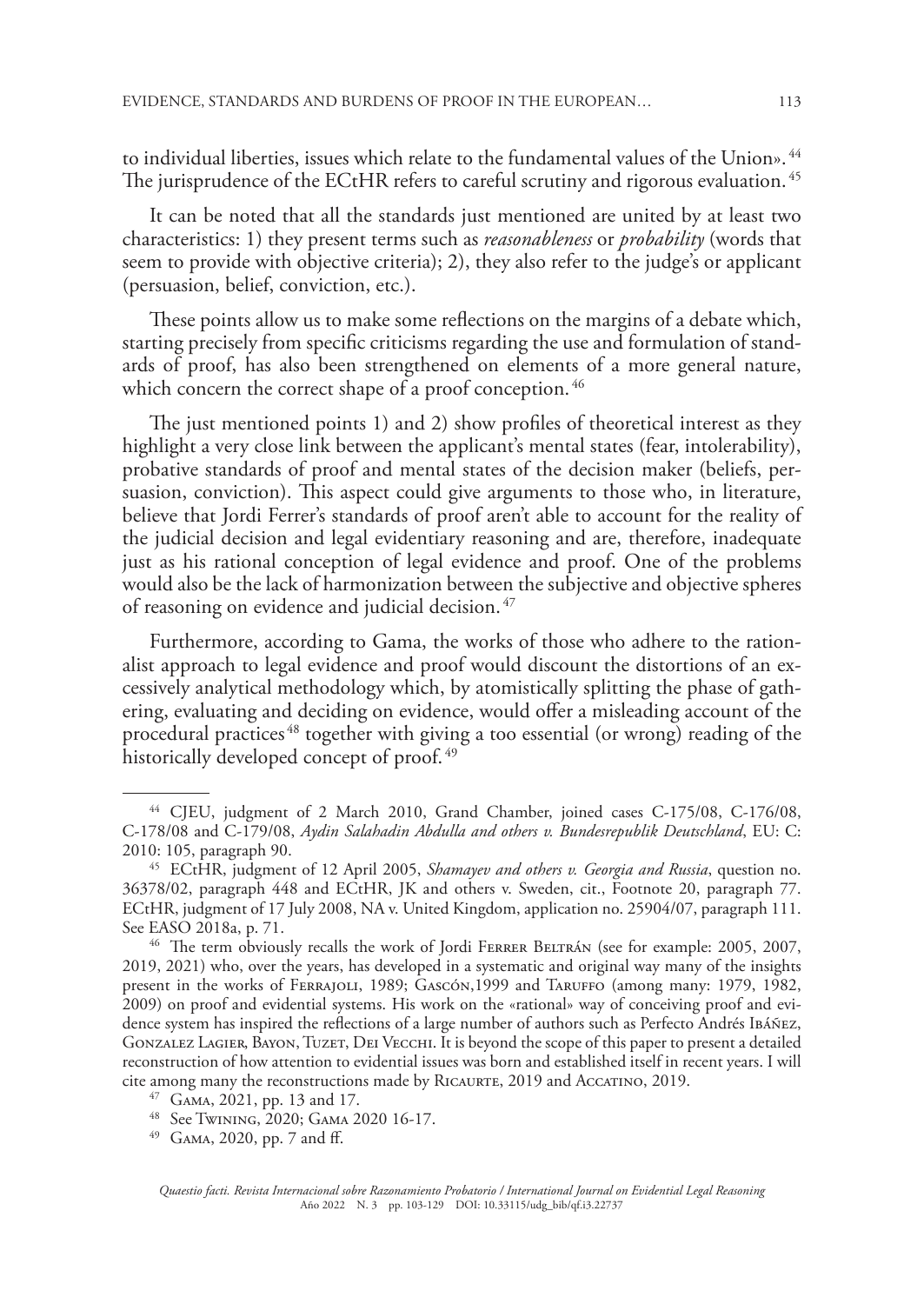to individual liberties, issues which relate to the fundamental values of the Union».[44] The jurisprudence of the ECtHR refers to careful scrutiny and rigorous evaluation.[45]

It can be noted that all the standards just mentioned are united by at least two characteristics: 1) they present terms such as *reasonableness* or *probability* (words that seem to provide with objective criteria); 2), they also refer to the judge's or applicant (persuasion, belief, conviction, etc.).

These points allow us to make some reflections on the margins of a debate which, starting precisely from specific criticisms regarding the use and formulation of standards of proof, has also been strengthened on elements of a more general nature, which concern the correct shape of a proof conception.[46]

The just mentioned points 1) and 2) show profiles of theoretical interest as they highlight a very close link between the applicant's mental states (fear, intolerability), probative standards of proof and mental states of the decision maker (beliefs, persuasion, conviction). This aspect could give arguments to those who, in literature, believe that Jordi Ferrer's standards of proof aren't able to account for the reality of the judicial decision and legal evidentiary reasoning and are, therefore, inadequate just as his rational conception of legal evidence and proof. One of the problems would also be the lack of harmonization between the subjective and objective spheres of reasoning on evidence and judicial decision.[47]

Furthermore, according to Gama, the works of those who adhere to the rationalist approach to legal evidence and proof would discount the distortions of an excessively analytical methodology which, by atomistically splitting the phase of gathering, evaluating and deciding on evidence, would offer a misleading account of the procedural practices[48] together with giving a too essential (or wrong) reading of the historically developed concept of proof.[49]

---

[44] CJEU, judgment of 2 March 2010, Grand Chamber, joined cases C-175/08, C-176/08, C-178/08 and C-179/08, *Aydin Salahadin Abdulla and others v. Bundesrepublik Deutschland*, EU: C: 2010: 105, paragraph 90.

[45] ECtHR, judgment of 12 April 2005, *Shamayev and others v. Georgia and Russia*, question no. 36378/02, paragraph 448 and ECtHR, JK and others v. Sweden, cit., Footnote 20, paragraph 77. ECtHR, judgment of 17 July 2008, NA v. United Kingdom, application no. 25904/07, paragraph 111. See EASO 2018a, p. 71.

[46] The term obviously recalls the work of Jordi Ferrer Beltrán (see for example: 2005, 2007, 2019, 2021) who, over the years, has developed in a systematic and original way many of the insights present in the works of Ferrajoli, 1989; Gascón,1999 and Taruffo (among many: 1979, 1982, 2009) on proof and evidential systems. His work on the «rational» way of conceiving proof and evidence system has inspired the reflections of a large number of authors such as Perfecto Andrés Ibáñez, Gonzalez Lagier, Bayon, Tuzet, Dei Vecchi. It is beyond the scope of this paper to present a detailed reconstruction of how attention to evidential issues was born and established itself in recent years. I will cite among many the reconstructions made by Ricaurte, 2019 and Accatino, 2019.

[47] Gama, 2021, pp. 13 and 17.

[48] See Twining, 2020; Gama 2020 16-17.

[49] Gama, 2020, pp. 7 and ff.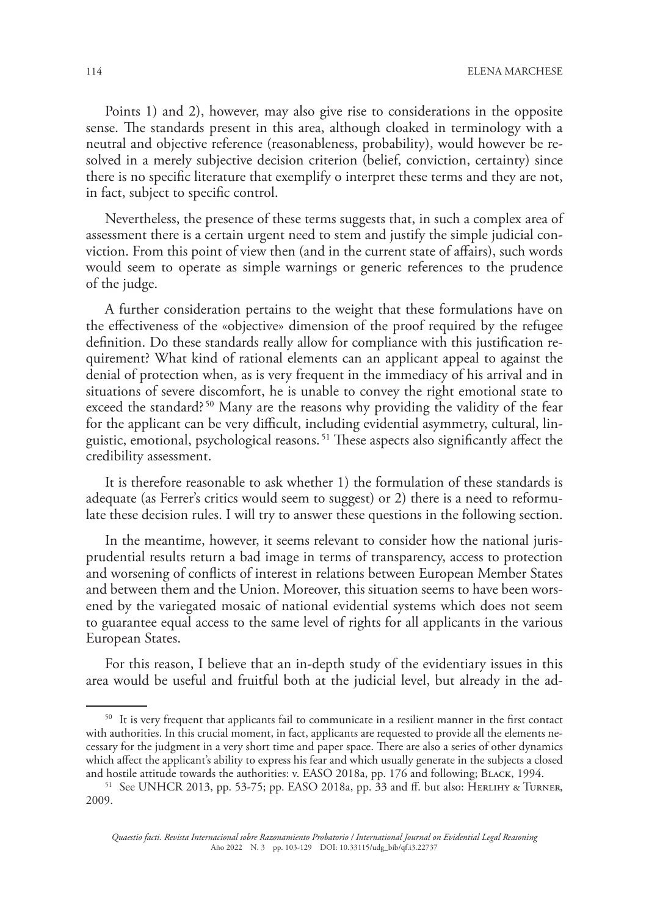Points 1) and 2), however, may also give rise to considerations in the opposite sense. The standards present in this area, although cloaked in terminology with a neutral and objective reference (reasonableness, probability), would however be resolved in a merely subjective decision criterion (belief, conviction, certainty) since there is no specific literature that exemplify o interpret these terms and they are not, in fact, subject to specific control.

Nevertheless, the presence of these terms suggests that, in such a complex area of assessment there is a certain urgent need to stem and justify the simple judicial conviction. From this point of view then (and in the current state of affairs), such words would seem to operate as simple warnings or generic references to the prudence of the judge.

A further consideration pertains to the weight that these formulations have on the effectiveness of the «objective» dimension of the proof required by the refugee definition. Do these standards really allow for compliance with this justification requirement? What kind of rational elements can an applicant appeal to against the denial of protection when, as is very frequent in the immediacy of his arrival and in situations of severe discomfort, he is unable to convey the right emotional state to exceed the standard? [50] Many are the reasons why providing the validity of the fear for the applicant can be very difficult, including evidential asymmetry, cultural, linguistic, emotional, psychological reasons. [51] These aspects also significantly affect the credibility assessment.

It is therefore reasonable to ask whether 1) the formulation of these standards is adequate (as Ferrer's critics would seem to suggest) or 2) there is a need to reformulate these decision rules. I will try to answer these questions in the following section.

In the meantime, however, it seems relevant to consider how the national jurisprudential results return a bad image in terms of transparency, access to protection and worsening of conflicts of interest in relations between European Member States and between them and the Union. Moreover, this situation seems to have been worsened by the variegated mosaic of national evidential systems which does not seem to guarantee equal access to the same level of rights for all applicants in the various European States.

For this reason, I believe that an in-depth study of the evidentiary issues in this area would be useful and fruitful both at the judicial level, but already in the ad-

---

[50] It is very frequent that applicants fail to communicate in a resilient manner in the first contact with authorities. In this crucial moment, in fact, applicants are requested to provide all the elements necessary for the judgment in a very short time and paper space. There are also a series of other dynamics which affect the applicant's ability to express his fear and which usually generate in the subjects a closed and hostile attitude towards the authorities: v. EASO 2018a, pp. 176 and following; Black, 1994.

[51] See UNHCR 2013, pp. 53-75; pp. EASO 2018a, pp. 33 and ff. but also: Herlihy & Turner, 2009.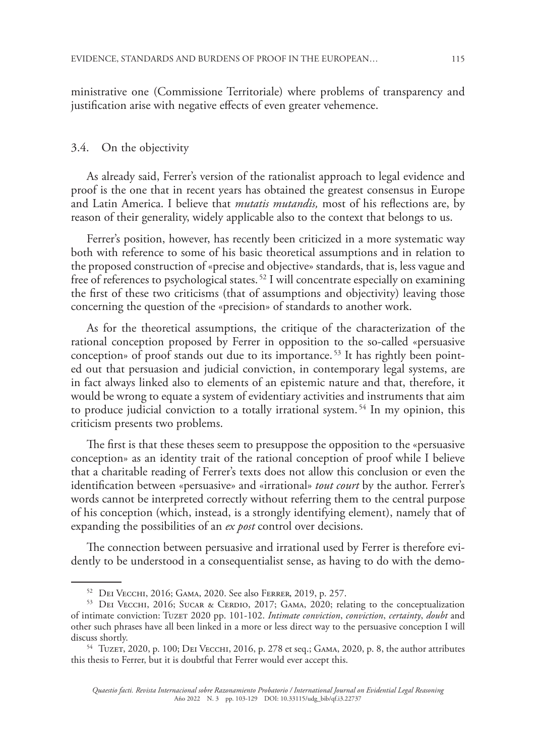ministrative one (Commissione Territoriale) where problems of transparency and justification arise with negative effects of even greater vehemence.

### 3.4. On the objectivity

As already said, Ferrer's version of the rationalist approach to legal evidence and proof is the one that in recent years has obtained the greatest consensus in Europe and Latin America. I believe that *mutatis mutandis,* most of his reflections are, by reason of their generality, widely applicable also to the context that belongs to us.

Ferrer's position, however, has recently been criticized in a more systematic way both with reference to some of his basic theoretical assumptions and in relation to the proposed construction of «precise and objective» standards, that is, less vague and free of references to psychological states. [52] I will concentrate especially on examining the first of these two criticisms (that of assumptions and objectivity) leaving those concerning the question of the «precision» of standards to another work.

As for the theoretical assumptions, the critique of the characterization of the rational conception proposed by Ferrer in opposition to the so-called «persuasive conception» of proof stands out due to its importance. [53] It has rightly been pointed out that persuasion and judicial conviction, in contemporary legal systems, are in fact always linked also to elements of an epistemic nature and that, therefore, it would be wrong to equate a system of evidentiary activities and instruments that aim to produce judicial conviction to a totally irrational system. [54] In my opinion, this criticism presents two problems.

The first is that these theses seem to presuppose the opposition to the «persuasive conception» as an identity trait of the rational conception of proof while I believe that a charitable reading of Ferrer's texts does not allow this conclusion or even the identification between «persuasive» and «irrational» *tout court* by the author. Ferrer's words cannot be interpreted correctly without referring them to the central purpose of his conception (which, instead, is a strongly identifying element), namely that of expanding the possibilities of an *ex post* control over decisions.

The connection between persuasive and irrational used by Ferrer is therefore evidently to be understood in a consequentialist sense, as having to do with the demo-

---

[52] Dei Vecchi, 2016; Gama, 2020. See also Ferrer, 2019, p. 257.

[53] Dei Vecchi, 2016; Sucar & Cerdio, 2017; Gama, 2020; relating to the conceptualization of intimate conviction: Tuzet 2020 pp. 101-102. *Intimate conviction*, *conviction*, *certainty*, *doubt* and other such phrases have all been linked in a more or less direct way to the persuasive conception I will discuss shortly.

[54] Tuzet, 2020, p. 100; Dei Vecchi, 2016, p. 278 et seq.; Gama, 2020, p. 8, the author attributes this thesis to Ferrer, but it is doubtful that Ferrer would ever accept this.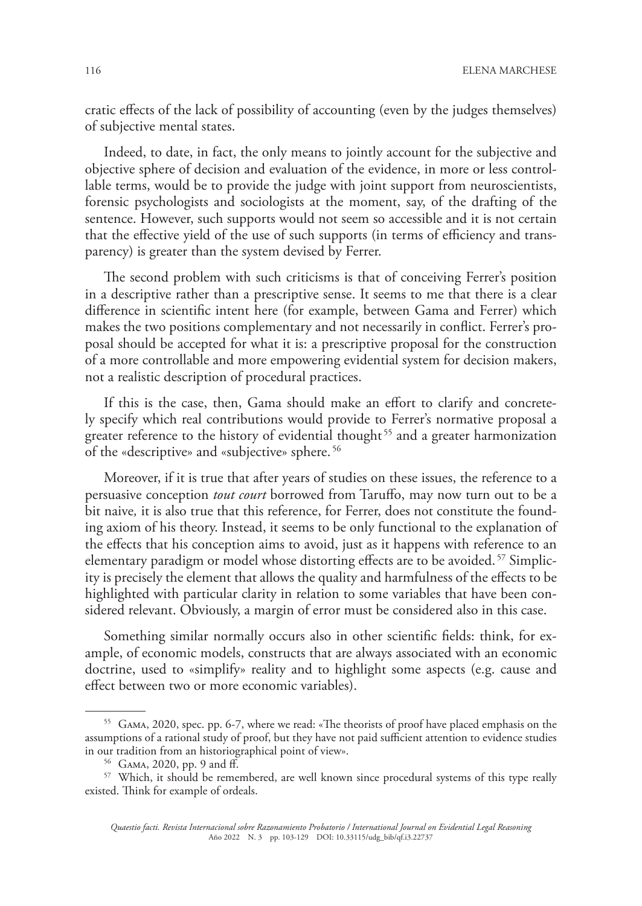cratic effects of the lack of possibility of accounting (even by the judges themselves) of subjective mental states.

Indeed, to date, in fact, the only means to jointly account for the subjective and objective sphere of decision and evaluation of the evidence, in more or less controllable terms, would be to provide the judge with joint support from neuroscientists, forensic psychologists and sociologists at the moment, say, of the drafting of the sentence. However, such supports would not seem so accessible and it is not certain that the effective yield of the use of such supports (in terms of efficiency and transparency) is greater than the system devised by Ferrer.

The second problem with such criticisms is that of conceiving Ferrer's position in a descriptive rather than a prescriptive sense. It seems to me that there is a clear difference in scientific intent here (for example, between Gama and Ferrer) which makes the two positions complementary and not necessarily in conflict. Ferrer's proposal should be accepted for what it is: a prescriptive proposal for the construction of a more controllable and more empowering evidential system for decision makers, not a realistic description of procedural practices.

If this is the case, then, Gama should make an effort to clarify and concretely specify which real contributions would provide to Ferrer's normative proposal a greater reference to the history of evidential thought [55] and a greater harmonization of the «descriptive» and «subjective» sphere. [56]

Moreover, if it is true that after years of studies on these issues, the reference to a persuasive conception *tout court* borrowed from Taruffo, may now turn out to be a bit naive, it is also true that this reference, for Ferrer, does not constitute the founding axiom of his theory. Instead, it seems to be only functional to the explanation of the effects that his conception aims to avoid, just as it happens with reference to an elementary paradigm or model whose distorting effects are to be avoided. [57] Simplicity is precisely the element that allows the quality and harmfulness of the effects to be highlighted with particular clarity in relation to some variables that have been considered relevant. Obviously, a margin of error must be considered also in this case.

Something similar normally occurs also in other scientific fields: think, for example, of economic models, constructs that are always associated with an economic doctrine, used to «simplify» reality and to highlight some aspects (e.g. cause and effect between two or more economic variables).

---

[55] Gama, 2020, spec. pp. 6-7, where we read: «The theorists of proof have placed emphasis on the assumptions of a rational study of proof, but they have not paid sufficient attention to evidence studies in our tradition from an historiographical point of view».

[56] Gama, 2020, pp. 9 and ff.

[57] Which, it should be remembered, are well known since procedural systems of this type really existed. Think for example of ordeals.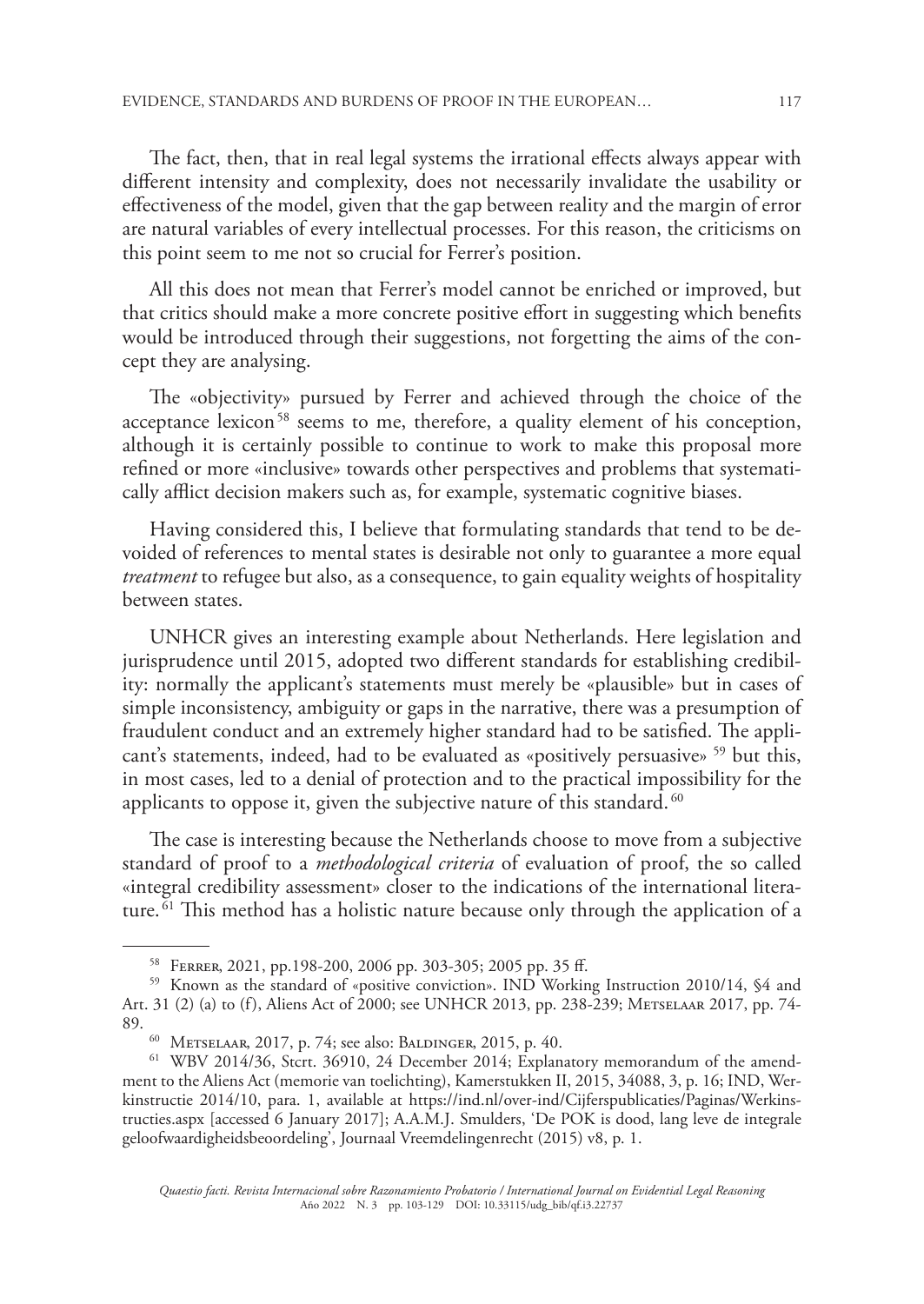The fact, then, that in real legal systems the irrational effects always appear with different intensity and complexity, does not necessarily invalidate the usability or effectiveness of the model, given that the gap between reality and the margin of error are natural variables of every intellectual processes. For this reason, the criticisms on this point seem to me not so crucial for Ferrer's position.

All this does not mean that Ferrer's model cannot be enriched or improved, but that critics should make a more concrete positive effort in suggesting which benefits would be introduced through their suggestions, not forgetting the aims of the concept they are analysing.

The «objectivity» pursued by Ferrer and achieved through the choice of the acceptance lexicon [58] seems to me, therefore, a quality element of his conception, although it is certainly possible to continue to work to make this proposal more refined or more «inclusive» towards other perspectives and problems that systematically afflict decision makers such as, for example, systematic cognitive biases.

Having considered this, I believe that formulating standards that tend to be devoided of references to mental states is desirable not only to guarantee a more equal *treatment* to refugee but also, as a consequence, to gain equality weights of hospitality between states.

UNHCR gives an interesting example about Netherlands. Here legislation and jurisprudence until 2015, adopted two different standards for establishing credibility: normally the applicant's statements must merely be «plausible» but in cases of simple inconsistency, ambiguity or gaps in the narrative, there was a presumption of fraudulent conduct and an extremely higher standard had to be satisfied. The applicant's statements, indeed, had to be evaluated as «positively persuasive» [59] but this, in most cases, led to a denial of protection and to the practical impossibility for the applicants to oppose it, given the subjective nature of this standard. [60]

The case is interesting because the Netherlands choose to move from a subjective standard of proof to a *methodological criteria* of evaluation of proof, the so called «integral credibility assessment» closer to the indications of the international literature. [61] This method has a holistic nature because only through the application of a

---

[58] Ferrer, 2021, pp.198-200, 2006 pp. 303-305; 2005 pp. 35 ff.

[59] Known as the standard of «positive conviction». IND Working Instruction 2010/14, §4 and Art. 31 (2) (a) to (f), Aliens Act of 2000; see UNHCR 2013, pp. 238-239; Metselaar 2017, pp. 74-89.

[60] Metselaar, 2017, p. 74; see also: Baldinger, 2015, p. 40.

[61] WBV 2014/36, Stcrt. 36910, 24 December 2014; Explanatory memorandum of the amendment to the Aliens Act (memorie van toelichting), Kamerstukken II, 2015, 34088, 3, p. 16; IND, Werkinstructie 2014/10, para. 1, available at https://ind.nl/over-ind/Cijferspublicaties/Paginas/Werkinstructies.aspx [accessed 6 January 2017]; A.A.M.J. Smulders, 'De POK is dood, lang leve de integrale geloofwaardigheidsbeoordeling', Journaal Vreemdelingenrecht (2015) v8, p. 1.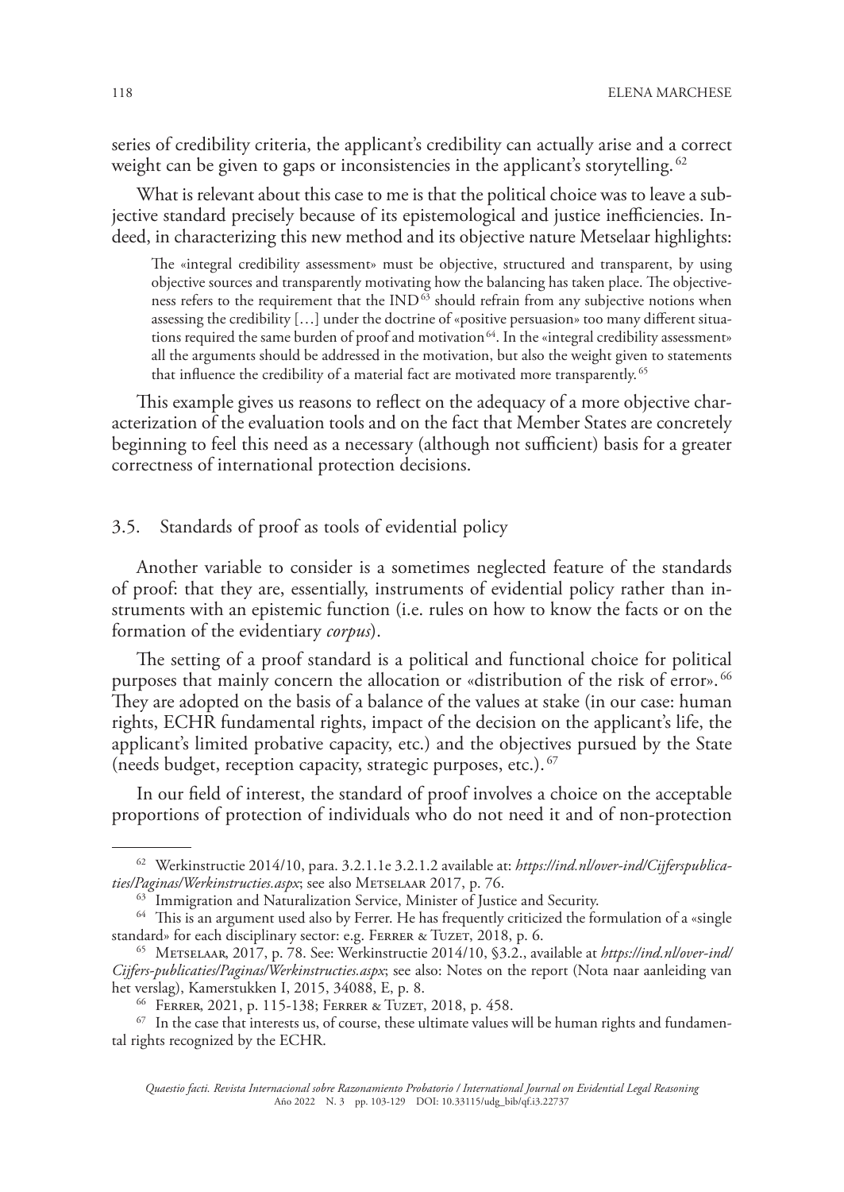series of credibility criteria, the applicant's credibility can actually arise and a correct weight can be given to gaps or inconsistencies in the applicant's storytelling.[62]

What is relevant about this case to me is that the political choice was to leave a subjective standard precisely because of its epistemological and justice inefficiencies. Indeed, in characterizing this new method and its objective nature Metselaar highlights:

> The «integral credibility assessment» must be objective, structured and transparent, by using objective sources and transparently motivating how the balancing has taken place. The objectiveness refers to the requirement that the IND[63] should refrain from any subjective notions when assessing the credibility […] under the doctrine of «positive persuasion» too many different situations required the same burden of proof and motivation[64]. In the «integral credibility assessment» all the arguments should be addressed in the motivation, but also the weight given to statements that influence the credibility of a material fact are motivated more transparently.[65]

This example gives us reasons to reflect on the adequacy of a more objective characterization of the evaluation tools and on the fact that Member States are concretely beginning to feel this need as a necessary (although not sufficient) basis for a greater correctness of international protection decisions.

### 3.5. Standards of proof as tools of evidential policy

Another variable to consider is a sometimes neglected feature of the standards of proof: that they are, essentially, instruments of evidential policy rather than instruments with an epistemic function (i.e. rules on how to know the facts or on the formation of the evidentiary *corpus*).

The setting of a proof standard is a political and functional choice for political purposes that mainly concern the allocation or «distribution of the risk of error».[66] They are adopted on the basis of a balance of the values at stake (in our case: human rights, ECHR fundamental rights, impact of the decision on the applicant's life, the applicant's limited probative capacity, etc.) and the objectives pursued by the State (needs budget, reception capacity, strategic purposes, etc.).[67]

In our field of interest, the standard of proof involves a choice on the acceptable proportions of protection of individuals who do not need it and of non-protection

---

[62] Werkinstructie 2014/10, para. 3.2.1.1e 3.2.1.2 available at: *https://ind.nl/over-ind/Cijferspublicaties/Paginas/Werkinstructies.aspx*; see also Metselaar 2017, p. 76.

[63] Immigration and Naturalization Service, Minister of Justice and Security.

[64] This is an argument used also by Ferrer. He has frequently criticized the formulation of a «single standard» for each disciplinary sector: e.g. Ferrer & Tuzet, 2018, p. 6.

[65] Metselaar, 2017, p. 78. See: Werkinstructie 2014/10, §3.2., available at *https://ind.nl/over-ind/Cijfers-publicaties/Paginas/Werkinstructies.aspx*; see also: Notes on the report (Nota naar aanleiding van het verslag), Kamerstukken I, 2015, 34088, E, p. 8.

[66] Ferrer, 2021, p. 115-138; Ferrer & Tuzet, 2018, p. 458.

[67] In the case that interests us, of course, these ultimate values will be human rights and fundamental rights recognized by the ECHR.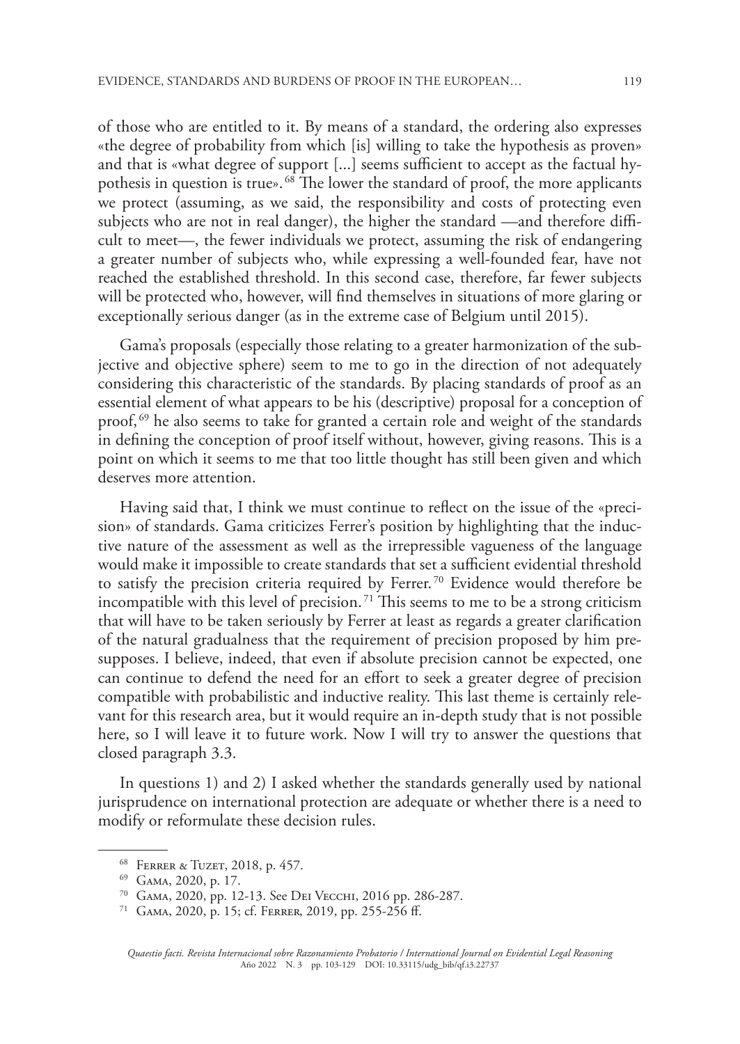of those who are entitled to it. By means of a standard, the ordering also expresses «the degree of probability from which [is] willing to take the hypothesis as proven» and that is «what degree of support [...] seems sufficient to accept as the factual hypothesis in question is true».[68] The lower the standard of proof, the more applicants we protect (assuming, as we said, the responsibility and costs of protecting even subjects who are not in real danger), the higher the standard —and therefore difficult to meet—, the fewer individuals we protect, assuming the risk of endangering a greater number of subjects who, while expressing a well-founded fear, have not reached the established threshold. In this second case, therefore, far fewer subjects will be protected who, however, will find themselves in situations of more glaring or exceptionally serious danger (as in the extreme case of Belgium until 2015).

Gama's proposals (especially those relating to a greater harmonization of the subjective and objective sphere) seem to me to go in the direction of not adequately considering this characteristic of the standards. By placing standards of proof as an essential element of what appears to be his (descriptive) proposal for a conception of proof,[69] he also seems to take for granted a certain role and weight of the standards in defining the conception of proof itself without, however, giving reasons. This is a point on which it seems to me that too little thought has still been given and which deserves more attention.

Having said that, I think we must continue to reflect on the issue of the «precision» of standards. Gama criticizes Ferrer's position by highlighting that the inductive nature of the assessment as well as the irrepressible vagueness of the language would make it impossible to create standards that set a sufficient evidential threshold to satisfy the precision criteria required by Ferrer.[70] Evidence would therefore be incompatible with this level of precision.[71] This seems to me to be a strong criticism that will have to be taken seriously by Ferrer at least as regards a greater clarification of the natural gradualness that the requirement of precision proposed by him presupposes. I believe, indeed, that even if absolute precision cannot be expected, one can continue to defend the need for an effort to seek a greater degree of precision compatible with probabilistic and inductive reality. This last theme is certainly relevant for this research area, but it would require an in-depth study that is not possible here, so I will leave it to future work. Now I will try to answer the questions that closed paragraph 3.3.

In questions 1) and 2) I asked whether the standards generally used by national jurisprudence on international protection are adequate or whether there is a need to modify or reformulate these decision rules.

---

[68] Ferrer & Tuzet, 2018, p. 457.

[69] Gama, 2020, p. 17.

[70] Gama, 2020, pp. 12-13. See Dei Vecchi, 2016 pp. 286-287.

[71] Gama, 2020, p. 15; cf. Ferrer, 2019, pp. 255-256 ff.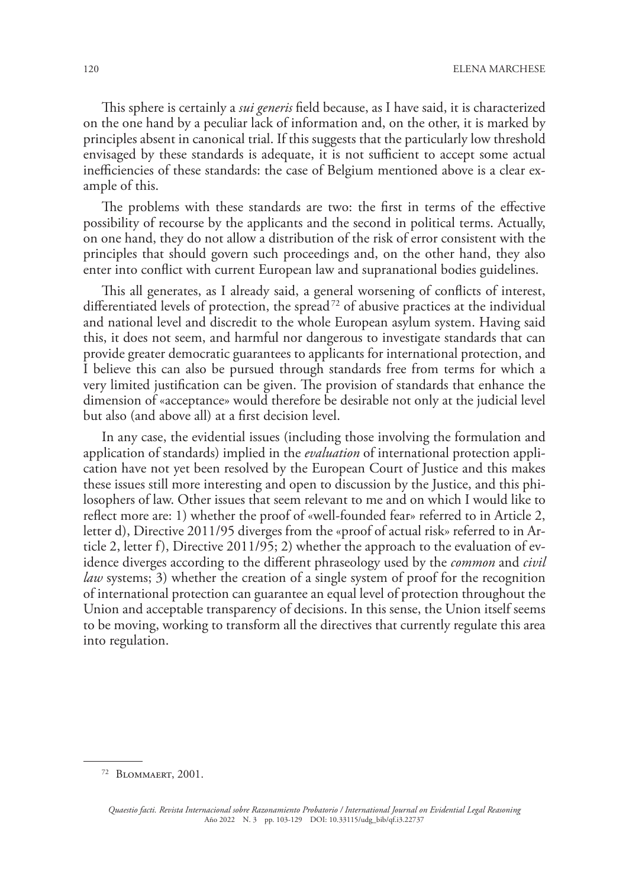This sphere is certainly a *sui generis* field because, as I have said, it is characterized on the one hand by a peculiar lack of information and, on the other, it is marked by principles absent in canonical trial. If this suggests that the particularly low threshold envisaged by these standards is adequate, it is not sufficient to accept some actual inefficiencies of these standards: the case of Belgium mentioned above is a clear example of this.

The problems with these standards are two: the first in terms of the effective possibility of recourse by the applicants and the second in political terms. Actually, on one hand, they do not allow a distribution of the risk of error consistent with the principles that should govern such proceedings and, on the other hand, they also enter into conflict with current European law and supranational bodies guidelines.

This all generates, as I already said, a general worsening of conflicts of interest, differentiated levels of protection, the spread[72] of abusive practices at the individual and national level and discredit to the whole European asylum system. Having said this, it does not seem, and harmful nor dangerous to investigate standards that can provide greater democratic guarantees to applicants for international protection, and I believe this can also be pursued through standards free from terms for which a very limited justification can be given. The provision of standards that enhance the dimension of «acceptance» would therefore be desirable not only at the judicial level but also (and above all) at a first decision level.

In any case, the evidential issues (including those involving the formulation and application of standards) implied in the *evaluation* of international protection application have not yet been resolved by the European Court of Justice and this makes these issues still more interesting and open to discussion by the Justice, and this philosophers of law. Other issues that seem relevant to me and on which I would like to reflect more are: 1) whether the proof of «well-founded fear» referred to in Article 2, letter d), Directive 2011/95 diverges from the «proof of actual risk» referred to in Article 2, letter f), Directive 2011/95; 2) whether the approach to the evaluation of evidence diverges according to the different phraseology used by the *common* and *civil law* systems; 3) whether the creation of a single system of proof for the recognition of international protection can guarantee an equal level of protection throughout the Union and acceptable transparency of decisions. In this sense, the Union itself seems to be moving, working to transform all the directives that currently regulate this area into regulation.

---

[72] Blommaert, 2001.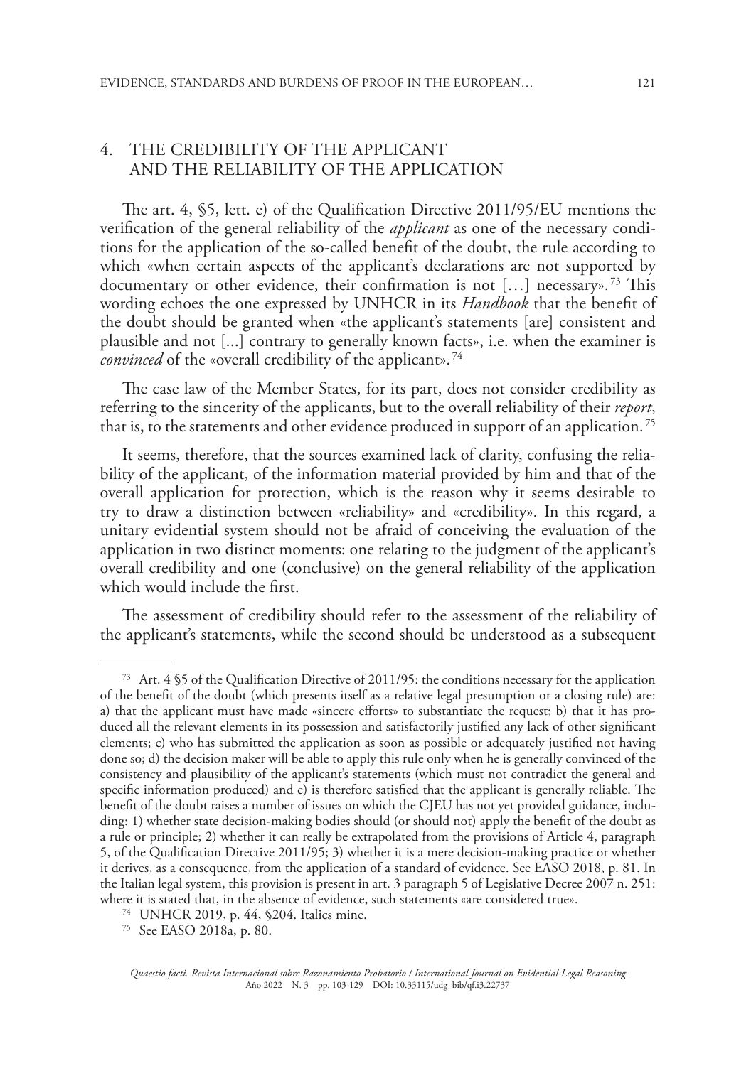## 4. THE CREDIBILITY OF THE APPLICANT AND THE RELIABILITY OF THE APPLICATION

The art. 4, §5, lett. e) of the Qualification Directive 2011/95/EU mentions the verification of the general reliability of the *applicant* as one of the necessary conditions for the application of the so-called benefit of the doubt, the rule according to which «when certain aspects of the applicant's declarations are not supported by documentary or other evidence, their confirmation is not […] necessary».[73] This wording echoes the one expressed by UNHCR in its *Handbook* that the benefit of the doubt should be granted when «the applicant's statements [are] consistent and plausible and not [...] contrary to generally known facts», i.e. when the examiner is *convinced* of the «overall credibility of the applicant».[74]

The case law of the Member States, for its part, does not consider credibility as referring to the sincerity of the applicants, but to the overall reliability of their *report*, that is, to the statements and other evidence produced in support of an application.[75]

It seems, therefore, that the sources examined lack of clarity, confusing the reliability of the applicant, of the information material provided by him and that of the overall application for protection, which is the reason why it seems desirable to try to draw a distinction between «reliability» and «credibility». In this regard, a unitary evidential system should not be afraid of conceiving the evaluation of the application in two distinct moments: one relating to the judgment of the applicant's overall credibility and one (conclusive) on the general reliability of the application which would include the first.

The assessment of credibility should refer to the assessment of the reliability of the applicant's statements, while the second should be understood as a subsequent

---

[73] Art. 4 §5 of the Qualification Directive of 2011/95: the conditions necessary for the application of the benefit of the doubt (which presents itself as a relative legal presumption or a closing rule) are: a) that the applicant must have made «sincere efforts» to substantiate the request; b) that it has produced all the relevant elements in its possession and satisfactorily justified any lack of other significant elements; c) who has submitted the application as soon as possible or adequately justified not having done so; d) the decision maker will be able to apply this rule only when he is generally convinced of the consistency and plausibility of the applicant's statements (which must not contradict the general and specific information produced) and e) is therefore satisfied that the applicant is generally reliable. The benefit of the doubt raises a number of issues on which the CJEU has not yet provided guidance, including: 1) whether state decision-making bodies should (or should not) apply the benefit of the doubt as a rule or principle; 2) whether it can really be extrapolated from the provisions of Article 4, paragraph 5, of the Qualification Directive 2011/95; 3) whether it is a mere decision-making practice or whether it derives, as a consequence, from the application of a standard of evidence. See EASO 2018, p. 81. In the Italian legal system, this provision is present in art. 3 paragraph 5 of Legislative Decree 2007 n. 251: where it is stated that, in the absence of evidence, such statements «are considered true».

[74] UNHCR 2019, p. 44, §204. Italics mine.

[75] See EASO 2018a, p. 80.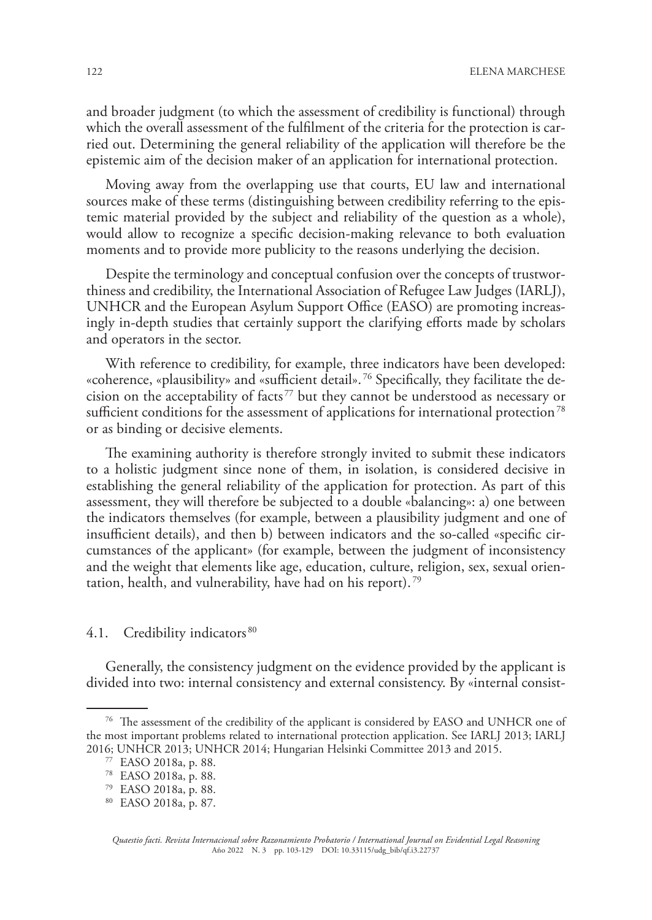and broader judgment (to which the assessment of credibility is functional) through which the overall assessment of the fulfilment of the criteria for the protection is carried out. Determining the general reliability of the application will therefore be the epistemic aim of the decision maker of an application for international protection.

Moving away from the overlapping use that courts, EU law and international sources make of these terms (distinguishing between credibility referring to the epistemic material provided by the subject and reliability of the question as a whole), would allow to recognize a specific decision-making relevance to both evaluation moments and to provide more publicity to the reasons underlying the decision.

Despite the terminology and conceptual confusion over the concepts of trustworthiness and credibility, the International Association of Refugee Law Judges (IARLJ), UNHCR and the European Asylum Support Office (EASO) are promoting increasingly in-depth studies that certainly support the clarifying efforts made by scholars and operators in the sector.

With reference to credibility, for example, three indicators have been developed: «coherence, «plausibility» and «sufficient detail».[76] Specifically, they facilitate the decision on the acceptability of facts[77] but they cannot be understood as necessary or sufficient conditions for the assessment of applications for international protection[78] or as binding or decisive elements.

The examining authority is therefore strongly invited to submit these indicators to a holistic judgment since none of them, in isolation, is considered decisive in establishing the general reliability of the application for protection. As part of this assessment, they will therefore be subjected to a double «balancing»: a) one between the indicators themselves (for example, between a plausibility judgment and one of insufficient details), and then b) between indicators and the so-called «specific circumstances of the applicant» (for example, between the judgment of inconsistency and the weight that elements like age, education, culture, religion, sex, sexual orientation, health, and vulnerability, have had on his report).[79]

### 4.1. Credibility indicators[80]

Generally, the consistency judgment on the evidence provided by the applicant is divided into two: internal consistency and external consistency. By «internal consist-

---

[76] The assessment of the credibility of the applicant is considered by EASO and UNHCR one of the most important problems related to international protection application. See IARLJ 2013; IARLJ 2016; UNHCR 2013; UNHCR 2014; Hungarian Helsinki Committee 2013 and 2015.

[77] EASO 2018a, p. 88.

[78] EASO 2018a, p. 88.

[79] EASO 2018a, p. 88.

[80] EASO 2018a, p. 87.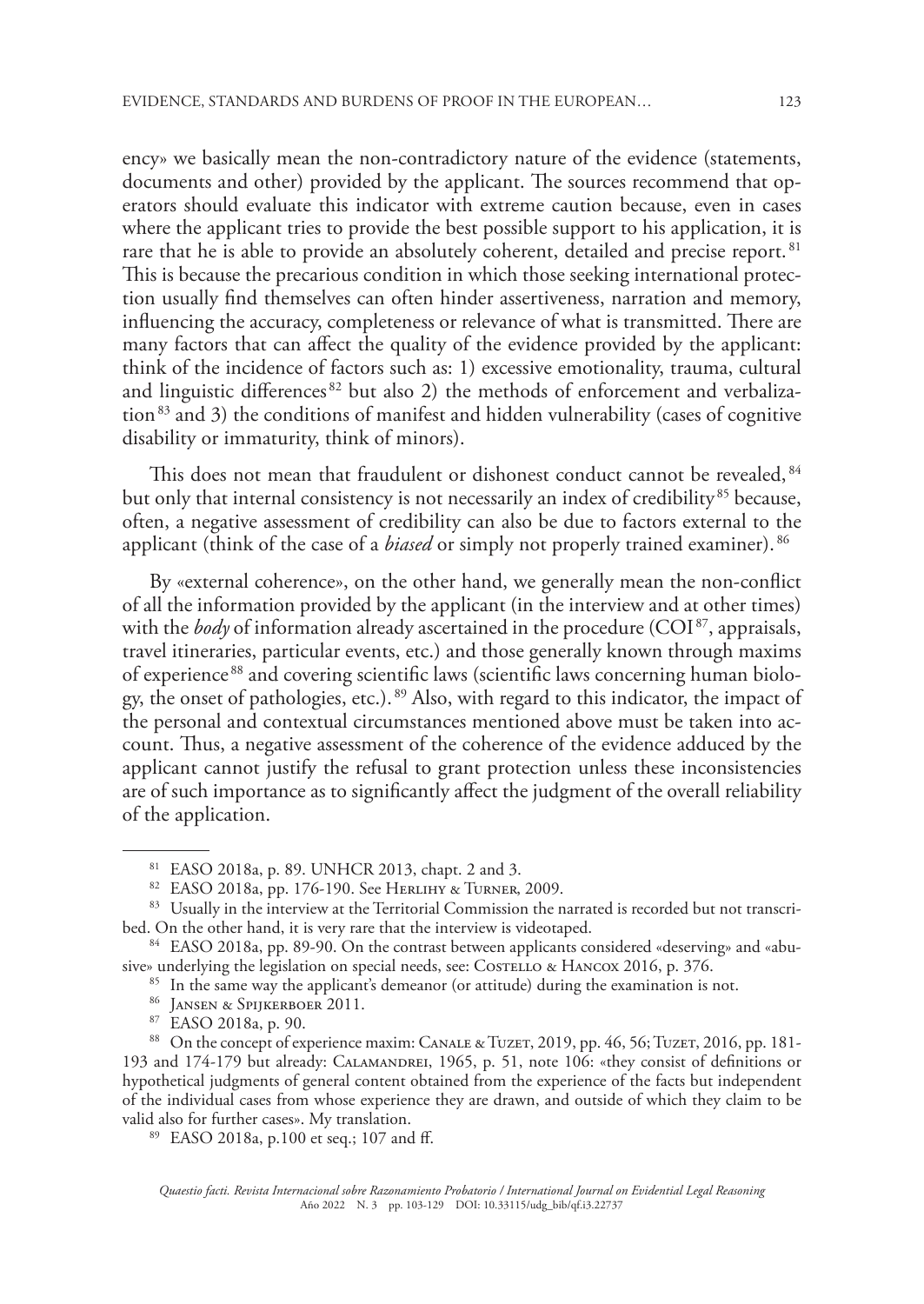ency» we basically mean the non-contradictory nature of the evidence (statements, documents and other) provided by the applicant. The sources recommend that operators should evaluate this indicator with extreme caution because, even in cases where the applicant tries to provide the best possible support to his application, it is rare that he is able to provide an absolutely coherent, detailed and precise report.[81] This is because the precarious condition in which those seeking international protection usually find themselves can often hinder assertiveness, narration and memory, influencing the accuracy, completeness or relevance of what is transmitted. There are many factors that can affect the quality of the evidence provided by the applicant: think of the incidence of factors such as: 1) excessive emotionality, trauma, cultural and linguistic differences[82] but also 2) the methods of enforcement and verbalization[83] and 3) the conditions of manifest and hidden vulnerability (cases of cognitive disability or immaturity, think of minors).

This does not mean that fraudulent or dishonest conduct cannot be revealed,[84] but only that internal consistency is not necessarily an index of credibility[85] because, often, a negative assessment of credibility can also be due to factors external to the applicant (think of the case of a *biased* or simply not properly trained examiner).[86]

By «external coherence», on the other hand, we generally mean the non-conflict of all the information provided by the applicant (in the interview and at other times) with the *body* of information already ascertained in the procedure (COI[87], appraisals, travel itineraries, particular events, etc.) and those generally known through maxims of experience[88] and covering scientific laws (scientific laws concerning human biology, the onset of pathologies, etc.).[89] Also, with regard to this indicator, the impact of the personal and contextual circumstances mentioned above must be taken into account. Thus, a negative assessment of the coherence of the evidence adduced by the applicant cannot justify the refusal to grant protection unless these inconsistencies are of such importance as to significantly affect the judgment of the overall reliability of the application.

---

[81] EASO 2018a, p. 89. UNHCR 2013, chapt. 2 and 3.

[82] EASO 2018a, pp. 176-190. See Herlihy & Turner, 2009.

[83] Usually in the interview at the Territorial Commission the narrated is recorded but not transcribed. On the other hand, it is very rare that the interview is videotaped.

[84] EASO 2018a, pp. 89-90. On the contrast between applicants considered «deserving» and «abusive» underlying the legislation on special needs, see: Costello & Hancox 2016, p. 376.

[85] In the same way the applicant's demeanor (or attitude) during the examination is not.

[86] Jansen & Spijkerboer 2011.

[87] EASO 2018a, p. 90.

[88] On the concept of experience maxim: Canale & Tuzet, 2019, pp. 46, 56; Tuzet, 2016, pp. 181-193 and 174-179 but already: Calamandrei, 1965, p. 51, note 106: «they consist of definitions or hypothetical judgments of general content obtained from the experience of the facts but independent of the individual cases from whose experience they are drawn, and outside of which they claim to be valid also for further cases». My translation.

[89] EASO 2018a, p.100 et seq.; 107 and ff.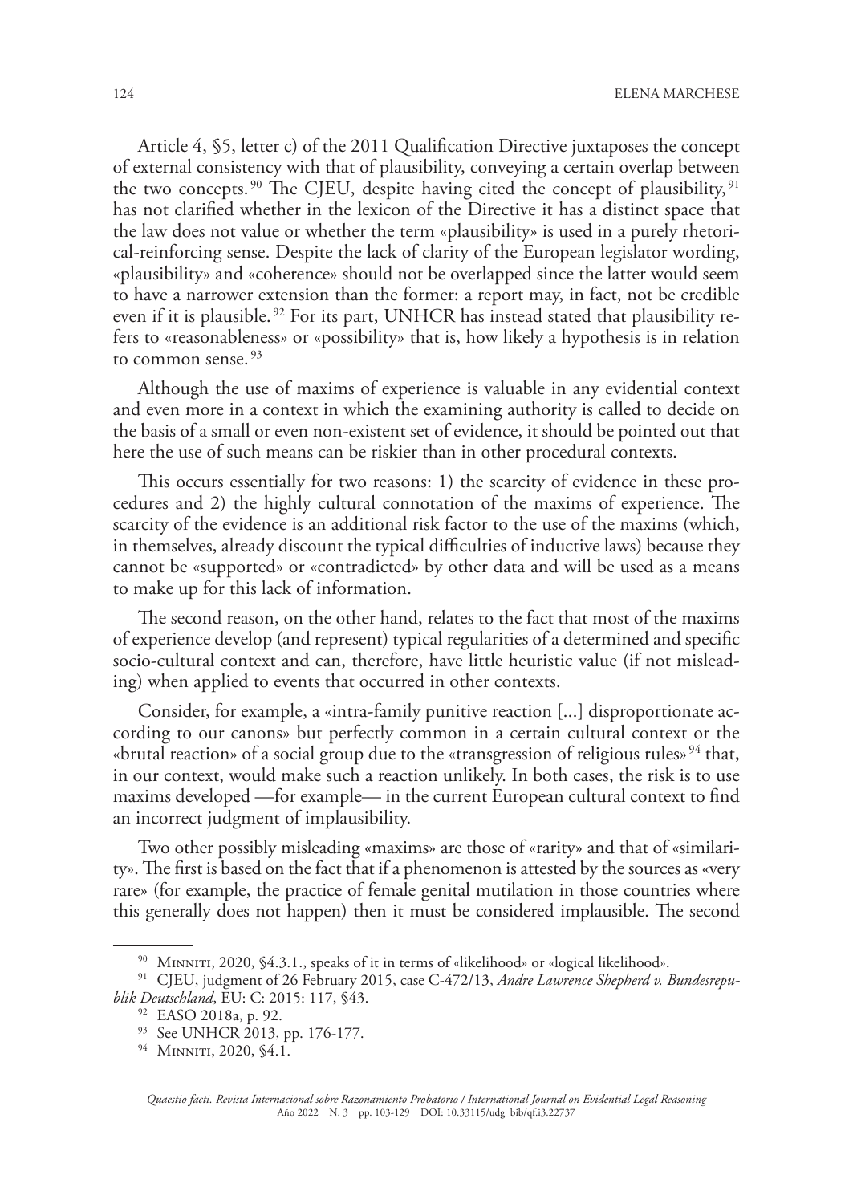Article 4, §5, letter c) of the 2011 Qualification Directive juxtaposes the concept of external consistency with that of plausibility, conveying a certain overlap between the two concepts.[90] The CJEU, despite having cited the concept of plausibility,[91] has not clarified whether in the lexicon of the Directive it has a distinct space that the law does not value or whether the term «plausibility» is used in a purely rhetorical-reinforcing sense. Despite the lack of clarity of the European legislator wording, «plausibility» and «coherence» should not be overlapped since the latter would seem to have a narrower extension than the former: a report may, in fact, not be credible even if it is plausible.[92] For its part, UNHCR has instead stated that plausibility refers to «reasonableness» or «possibility» that is, how likely a hypothesis is in relation to common sense.[93]

Although the use of maxims of experience is valuable in any evidential context and even more in a context in which the examining authority is called to decide on the basis of a small or even non-existent set of evidence, it should be pointed out that here the use of such means can be riskier than in other procedural contexts.

This occurs essentially for two reasons: 1) the scarcity of evidence in these procedures and 2) the highly cultural connotation of the maxims of experience. The scarcity of the evidence is an additional risk factor to the use of the maxims (which, in themselves, already discount the typical difficulties of inductive laws) because they cannot be «supported» or «contradicted» by other data and will be used as a means to make up for this lack of information.

The second reason, on the other hand, relates to the fact that most of the maxims of experience develop (and represent) typical regularities of a determined and specific socio-cultural context and can, therefore, have little heuristic value (if not misleading) when applied to events that occurred in other contexts.

Consider, for example, a «intra-family punitive reaction [...] disproportionate according to our canons» but perfectly common in a certain cultural context or the «brutal reaction» of a social group due to the «transgression of religious rules»[94] that, in our context, would make such a reaction unlikely. In both cases, the risk is to use maxims developed —for example— in the current European cultural context to find an incorrect judgment of implausibility.

Two other possibly misleading «maxims» are those of «rarity» and that of «similarity». The first is based on the fact that if a phenomenon is attested by the sources as «very rare» (for example, the practice of female genital mutilation in those countries where this generally does not happen) then it must be considered implausible. The second

---

[90] Minniti, 2020, §4.3.1., speaks of it in terms of «likelihood» or «logical likelihood».

[91] CJEU, judgment of 26 February 2015, case C-472/13, *Andre Lawrence Shepherd v. Bundesrepublik Deutschland*, EU: C: 2015: 117, §43.

[92] EASO 2018a, p. 92.

[93] See UNHCR 2013, pp. 176-177.

[94] Minniti, 2020, §4.1.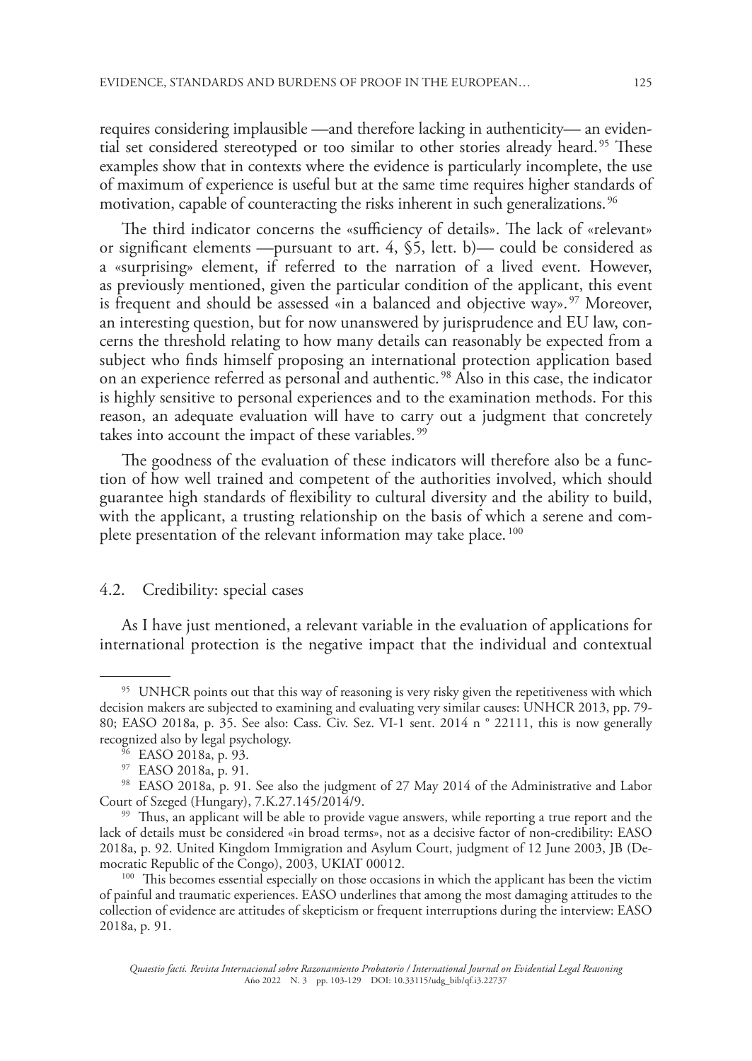requires considering implausible —and therefore lacking in authenticity— an evidential set considered stereotyped or too similar to other stories already heard.[95] These examples show that in contexts where the evidence is particularly incomplete, the use of maximum of experience is useful but at the same time requires higher standards of motivation, capable of counteracting the risks inherent in such generalizations.[96]

The third indicator concerns the «sufficiency of details». The lack of «relevant» or significant elements —pursuant to art. 4, §5, lett. b)— could be considered as a «surprising» element, if referred to the narration of a lived event. However, as previously mentioned, given the particular condition of the applicant, this event is frequent and should be assessed «in a balanced and objective way».[97] Moreover, an interesting question, but for now unanswered by jurisprudence and EU law, concerns the threshold relating to how many details can reasonably be expected from a subject who finds himself proposing an international protection application based on an experience referred as personal and authentic.[98] Also in this case, the indicator is highly sensitive to personal experiences and to the examination methods. For this reason, an adequate evaluation will have to carry out a judgment that concretely takes into account the impact of these variables.[99]

The goodness of the evaluation of these indicators will therefore also be a function of how well trained and competent of the authorities involved, which should guarantee high standards of flexibility to cultural diversity and the ability to build, with the applicant, a trusting relationship on the basis of which a serene and complete presentation of the relevant information may take place.[100]

### 4.2. Credibility: special cases

As I have just mentioned, a relevant variable in the evaluation of applications for international protection is the negative impact that the individual and contextual

---

[95] UNHCR points out that this way of reasoning is very risky given the repetitiveness with which decision makers are subjected to examining and evaluating very similar causes: UNHCR 2013, pp. 79-80; EASO 2018a, p. 35. See also: Cass. Civ. Sez. VI-1 sent. 2014 n ° 22111, this is now generally recognized also by legal psychology.

[96] EASO 2018a, p. 93.

[97] EASO 2018a, p. 91.

[98] EASO 2018a, p. 91. See also the judgment of 27 May 2014 of the Administrative and Labor Court of Szeged (Hungary), 7.K.27.145/2014/9.

[99] Thus, an applicant will be able to provide vague answers, while reporting a true report and the lack of details must be considered «in broad terms», not as a decisive factor of non-credibility: EASO 2018a, p. 92. United Kingdom Immigration and Asylum Court, judgment of 12 June 2003, JB (Democratic Republic of the Congo), 2003, UKIAT 00012.

[100] This becomes essential especially on those occasions in which the applicant has been the victim of painful and traumatic experiences. EASO underlines that among the most damaging attitudes to the collection of evidence are attitudes of skepticism or frequent interruptions during the interview: EASO 2018a, p. 91.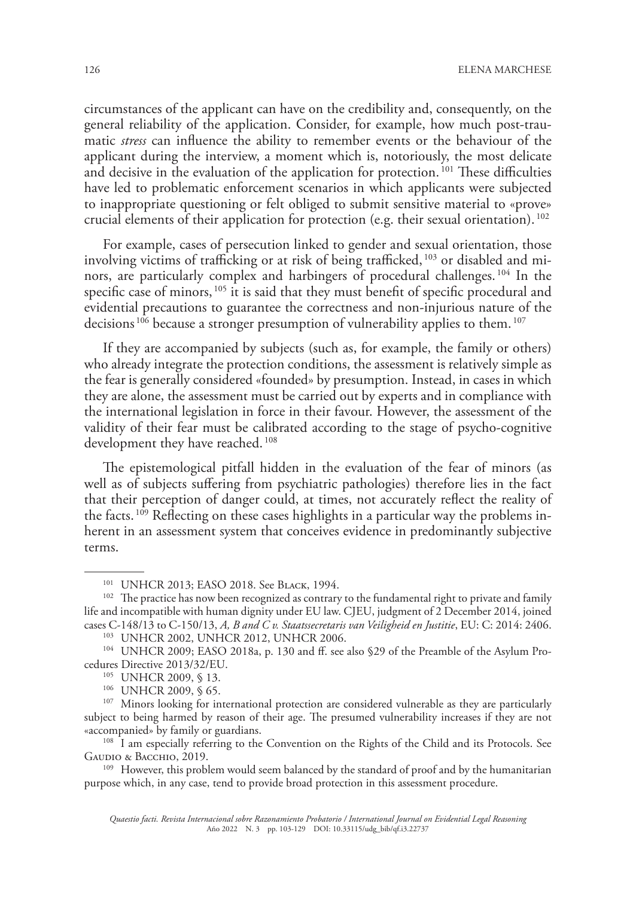circumstances of the applicant can have on the credibility and, consequently, on the general reliability of the application. Consider, for example, how much post-traumatic *stress* can influence the ability to remember events or the behaviour of the applicant during the interview, a moment which is, notoriously, the most delicate and decisive in the evaluation of the application for protection.[101] These difficulties have led to problematic enforcement scenarios in which applicants were subjected to inappropriate questioning or felt obliged to submit sensitive material to «prove» crucial elements of their application for protection (e.g. their sexual orientation).[102]

For example, cases of persecution linked to gender and sexual orientation, those involving victims of trafficking or at risk of being trafficked,[103] or disabled and minors, are particularly complex and harbingers of procedural challenges.[104] In the specific case of minors,[105] it is said that they must benefit of specific procedural and evidential precautions to guarantee the correctness and non-injurious nature of the decisions[106] because a stronger presumption of vulnerability applies to them.[107]

If they are accompanied by subjects (such as, for example, the family or others) who already integrate the protection conditions, the assessment is relatively simple as the fear is generally considered «founded» by presumption. Instead, in cases in which they are alone, the assessment must be carried out by experts and in compliance with the international legislation in force in their favour. However, the assessment of the validity of their fear must be calibrated according to the stage of psycho-cognitive development they have reached.[108]

The epistemological pitfall hidden in the evaluation of the fear of minors (as well as of subjects suffering from psychiatric pathologies) therefore lies in the fact that their perception of danger could, at times, not accurately reflect the reality of the facts.[109] Reflecting on these cases highlights in a particular way the problems inherent in an assessment system that conceives evidence in predominantly subjective terms.

---

[101] UNHCR 2013; EASO 2018. See Black, 1994.

[102] The practice has now been recognized as contrary to the fundamental right to private and family life and incompatible with human dignity under EU law. CJEU, judgment of 2 December 2014, joined cases C-148/13 to C-150/13, *A, B and C v. Staatssecretaris van Veiligheid en Justitie*, EU: C: 2014: 2406.

[103] UNHCR 2002, UNHCR 2012, UNHCR 2006.

[104] UNHCR 2009; EASO 2018a, p. 130 and ff. see also §29 of the Preamble of the Asylum Procedures Directive 2013/32/EU.

[105] UNHCR 2009, § 13.

[106] UNHCR 2009, § 65.

[107] Minors looking for international protection are considered vulnerable as they are particularly subject to being harmed by reason of their age. The presumed vulnerability increases if they are not «accompanied» by family or guardians.

[108] I am especially referring to the Convention on the Rights of the Child and its Protocols. See Gaudio & Bacchio, 2019.

[109] However, this problem would seem balanced by the standard of proof and by the humanitarian purpose which, in any case, tend to provide broad protection in this assessment procedure.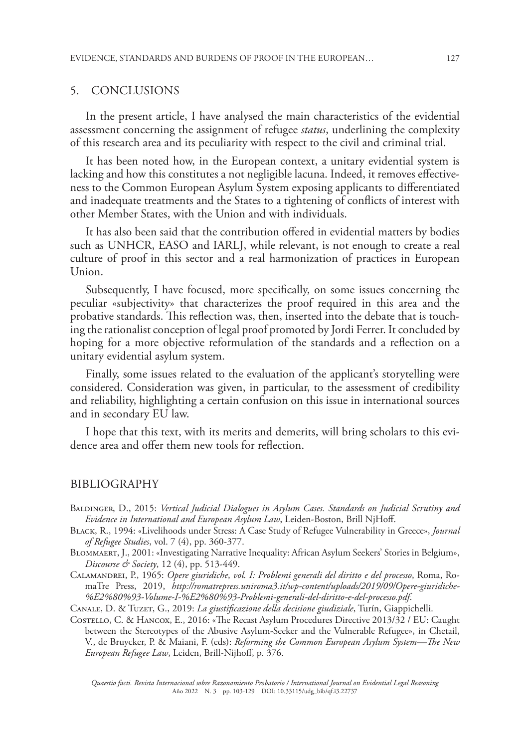## 5. CONCLUSIONS

In the present article, I have analysed the main characteristics of the evidential assessment concerning the assignment of refugee *status*, underlining the complexity of this research area and its peculiarity with respect to the civil and criminal trial.

It has been noted how, in the European context, a unitary evidential system is lacking and how this constitutes a not negligible lacuna. Indeed, it removes effectiveness to the Common European Asylum System exposing applicants to differentiated and inadequate treatments and the States to a tightening of conflicts of interest with other Member States, with the Union and with individuals.

It has also been said that the contribution offered in evidential matters by bodies such as UNHCR, EASO and IARLJ, while relevant, is not enough to create a real culture of proof in this sector and a real harmonization of practices in European Union.

Subsequently, I have focused, more specifically, on some issues concerning the peculiar «subjectivity» that characterizes the proof required in this area and the probative standards. This reflection was, then, inserted into the debate that is touching the rationalist conception of legal proof promoted by Jordi Ferrer. It concluded by hoping for a more objective reformulation of the standards and a reflection on a unitary evidential asylum system.

Finally, some issues related to the evaluation of the applicant's storytelling were considered. Consideration was given, in particular, to the assessment of credibility and reliability, highlighting a certain confusion on this issue in international sources and in secondary EU law.

I hope that this text, with its merits and demerits, will bring scholars to this evidence area and offer them new tools for reflection.

## BIBLIOGRAPHY

Baldinger, D., 2015: *Vertical Judicial Dialogues in Asylum Cases. Standards on Judicial Scrutiny and Evidence in International and European Asylum Law*, Leiden-Boston, Brill NjHoff.

Black, R., 1994: «Livelihoods under Stress: A Case Study of Refugee Vulnerability in Greece», *Journal of Refugee Studies*, vol. 7 (4), pp. 360-377.

Blommaert, J., 2001: «Investigating Narrative Inequality: African Asylum Seekers' Stories in Belgium», *Discourse & Society*, 12 (4), pp. 513-449.

Calamandrei, P., 1965: *Opere giuridiche, vol. I: Problemi generali del diritto e del processo*, Roma, RomaTre Press, 2019, *http://romatrepress.uniroma3.it/wp-content/uploads/2019/09/Opere-giuridiche-%E2%80%93-Volume-I-%E2%80%93-Problemi-generali-del-diritto-e-del-processo.pdf*.

Canale, D. & Tuzet, G., 2019: *La giustificazione della decisione giudiziale*, Turín, Giappichelli.

Costello, C. & Hancox, E., 2016: «The Recast Asylum Procedures Directive 2013/32 / EU: Caught between the Stereotypes of the Abusive Asylum-Seeker and the Vulnerable Refugee», in Chetail, V., de Bruycker, P. & Maiani, F. (eds): *Reforming the Common European Asylum System—The New European Refugee Law*, Leiden, Brill-Nijhoff, p. 376.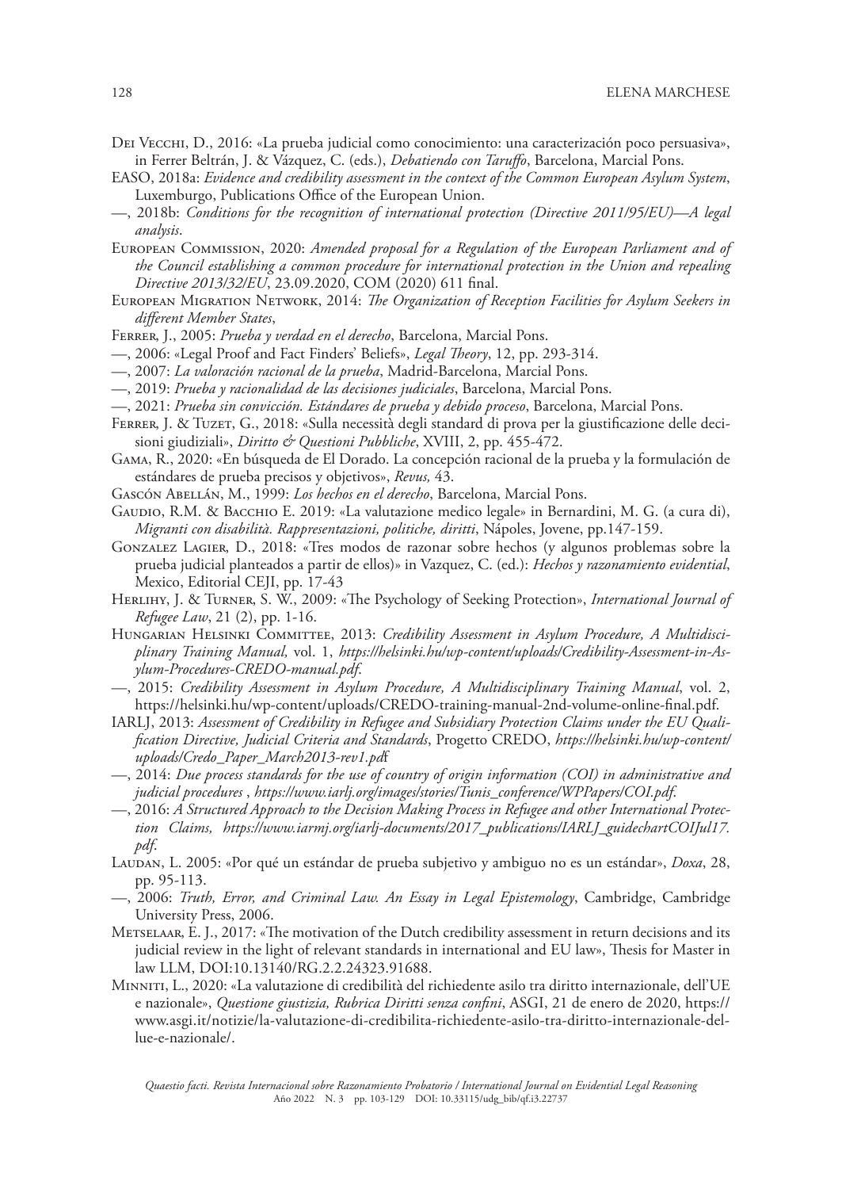Dei Vecchi, D., 2016: «La prueba judicial como conocimiento: una caracterización poco persuasiva», in Ferrer Beltrán, J. & Vázquez, C. (eds.), *Debatiendo con Taruffo*, Barcelona, Marcial Pons.

EASO, 2018a: *Evidence and credibility assessment in the context of the Common European Asylum System*, Luxemburgo, Publications Office of the European Union.

—, 2018b: *Conditions for the recognition of international protection (Directive 2011/95/EU)—A legal analysis*.

European Commission, 2020: *Amended proposal for a Regulation of the European Parliament and of the Council establishing a common procedure for international protection in the Union and repealing Directive 2013/32/EU*, 23.09.2020, COM (2020) 611 final.

European Migration Network, 2014: *The Organization of Reception Facilities for Asylum Seekers in different Member States*,

Ferrer, J., 2005: *Prueba y verdad en el derecho*, Barcelona, Marcial Pons.

—, 2006: «Legal Proof and Fact Finders' Beliefs», *Legal Theory*, 12, pp. 293-314.

—, 2007: *La valoración racional de la prueba*, Madrid-Barcelona, Marcial Pons.

—, 2019: *Prueba y racionalidad de las decisiones judiciales*, Barcelona, Marcial Pons.

—, 2021: *Prueba sin convicción. Estándares de prueba y debido proceso*, Barcelona, Marcial Pons.

Ferrer, J. & Tuzet, G., 2018: «Sulla necessità degli standard di prova per la giustificazione delle decisioni giudiziali», *Diritto & Questioni Pubbliche*, XVIII, 2, pp. 455-472.

Gama, R., 2020: «En búsqueda de El Dorado. La concepción racional de la prueba y la formulación de estándares de prueba precisos y objetivos», *Revus,* 43.

Gascón Abellán, M., 1999: *Los hechos en el derecho*, Barcelona, Marcial Pons.

Gaudio, R.M. & Bacchio E. 2019: «La valutazione medico legale» in Bernardini, M. G. (a cura di), *Migranti con disabilità. Rappresentazioni, politiche, diritti*, Nápoles, Jovene, pp.147-159.

Gonzalez Lagier, D., 2018: «Tres modos de razonar sobre hechos (y algunos problemas sobre la prueba judicial planteados a partir de ellos)» in Vazquez, C. (ed.): *Hechos y razonamiento evidential*, Mexico, Editorial CEJI, pp. 17-43

Herlihy, J. & Turner, S. W., 2009: «The Psychology of Seeking Protection», *International Journal of Refugee Law*, 21 (2), pp. 1-16.

Hungarian Helsinki Committee, 2013: *Credibility Assessment in Asylum Procedure, A Multidisciplinary Training Manual,* vol. 1, *https://helsinki.hu/wp-content/uploads/Credibility-Assessment-in-Asylum-Procedures-CREDO-manual.pdf*.

—, 2015: *Credibility Assessment in Asylum Procedure, A Multidisciplinary Training Manual*, vol. 2, https://helsinki.hu/wp-content/uploads/CREDO-training-manual-2nd-volume-online-final.pdf.

IARLJ, 2013: *Assessment of Credibility in Refugee and Subsidiary Protection Claims under the EU Qualification Directive, Judicial Criteria and Standards*, Progetto CREDO, *https://helsinki.hu/wp-content/uploads/Credo_Paper_March2013-rev1.pdf*

—, 2014: *Due process standards for the use of country of origin information (COI) in administrative and judicial procedures* , *https://www.iarlj.org/images/stories/Tunis_conference/WPPapers/COI.pdf*.

—, 2016: *A Structured Approach to the Decision Making Process in Refugee and other International Protection Claims, https://www.iarmj.org/iarlj-documents/2017_publications/IARLJ_guidechartCOIJul17.pdf*.

Laudan, L. 2005: «Por qué un estándar de prueba subjetivo y ambiguo no es un estándar», *Doxa*, 28, pp. 95-113.

—, 2006: *Truth, Error, and Criminal Law. An Essay in Legal Epistemology*, Cambridge, Cambridge University Press, 2006.

Metselaar, E. J., 2017: «The motivation of the Dutch credibility assessment in return decisions and its judicial review in the light of relevant standards in international and EU law», Thesis for Master in law LLM, DOI:10.13140/RG.2.2.24323.91688.

Minniti, L., 2020: «La valutazione di credibilità del richiedente asilo tra diritto internazionale, dell'UE e nazionale», *Questione giustizia, Rubrica Diritti senza confini*, ASGI, 21 de enero de 2020, https://www.asgi.it/notizie/la-valutazione-di-credibilita-richiedente-asilo-tra-diritto-internazionale-dellue-e-nazionale/.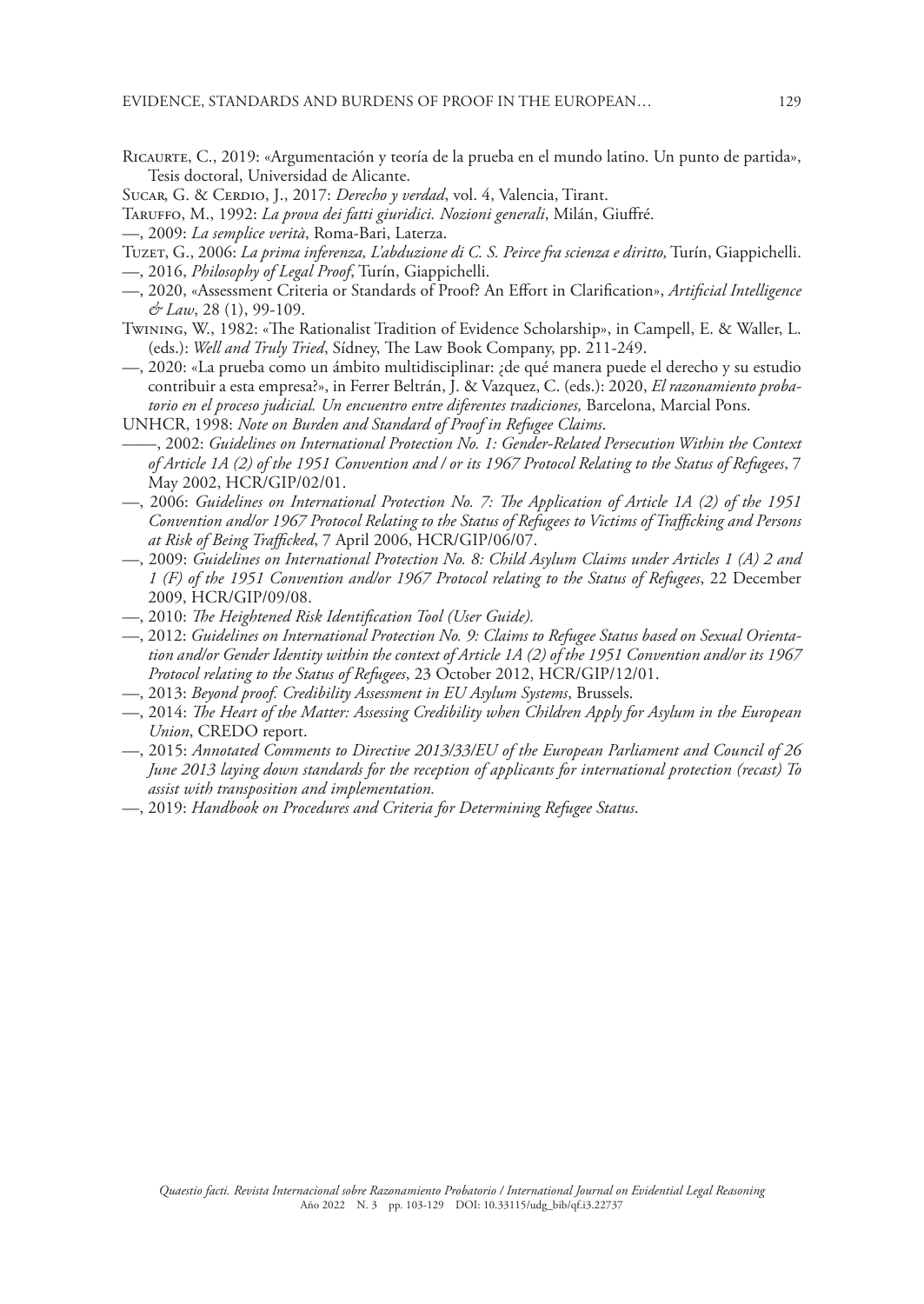Ricaurte, C., 2019: «Argumentación y teoría de la prueba en el mundo latino. Un punto de partida», Tesis doctoral, Universidad de Alicante.

Sucar, G. & Cerdio, J., 2017: *Derecho y verdad*, vol. 4, Valencia, Tirant.

Taruffo, M., 1992: *La prova dei fatti giuridici. Nozioni generali*, Milán, Giuffré.

—, 2009: *La semplice verità*, Roma-Bari, Laterza.

Tuzet, G., 2006: *La prima inferenza, L'abduzione di C. S. Peirce fra scienza e diritto,* Turín, Giappichelli.

—, 2016, *Philosophy of Legal Proof*, Turín, Giappichelli.

—, 2020, «Assessment Criteria or Standards of Proof? An Effort in Clarification», *Artificial Intelligence & Law*, 28 (1), 99-109.

Twining, W., 1982: «The Rationalist Tradition of Evidence Scholarship», in Campell, E. & Waller, L. (eds.): *Well and Truly Tried*, Sídney, The Law Book Company, pp. 211-249.

—, 2020: «La prueba como un ámbito multidisciplinar: ¿de qué manera puede el derecho y su estudio contribuir a esta empresa?», in Ferrer Beltrán, J. & Vazquez, C. (eds.): 2020, *El razonamiento probatorio en el proceso judicial. Un encuentro entre diferentes tradiciones,* Barcelona, Marcial Pons.

UNHCR, 1998: *Note on Burden and Standard of Proof in Refugee Claims*.

——, 2002: *Guidelines on International Protection No. 1: Gender-Related Persecution Within the Context of Article 1A (2) of the 1951 Convention and / or its 1967 Protocol Relating to the Status of Refugees*, 7 May 2002, HCR/GIP/02/01.

—, 2006: *Guidelines on International Protection No. 7: The Application of Article 1A (2) of the 1951 Convention and/or 1967 Protocol Relating to the Status of Refugees to Victims of Trafficking and Persons at Risk of Being Trafficked*, 7 April 2006, HCR/GIP/06/07.

—, 2009: *Guidelines on International Protection No. 8: Child Asylum Claims under Articles 1 (A) 2 and 1 (F) of the 1951 Convention and/or 1967 Protocol relating to the Status of Refugees*, 22 December 2009, HCR/GIP/09/08.

—, 2010: *The Heightened Risk Identification Tool (User Guide).*

—, 2012: *Guidelines on International Protection No. 9: Claims to Refugee Status based on Sexual Orientation and/or Gender Identity within the context of Article 1A (2) of the 1951 Convention and/or its 1967 Protocol relating to the Status of Refugees*, 23 October 2012, HCR/GIP/12/01.

—, 2013: *Beyond proof. Credibility Assessment in EU Asylum Systems*, Brussels.

—, 2014: *The Heart of the Matter: Assessing Credibility when Children Apply for Asylum in the European Union*, CREDO report.

—, 2015: *Annotated Comments to Directive 2013/33/EU of the European Parliament and Council of 26 June 2013 laying down standards for the reception of applicants for international protection (recast) To assist with transposition and implementation.*

—, 2019: *Handbook on Procedures and Criteria for Determining Refugee Status*.